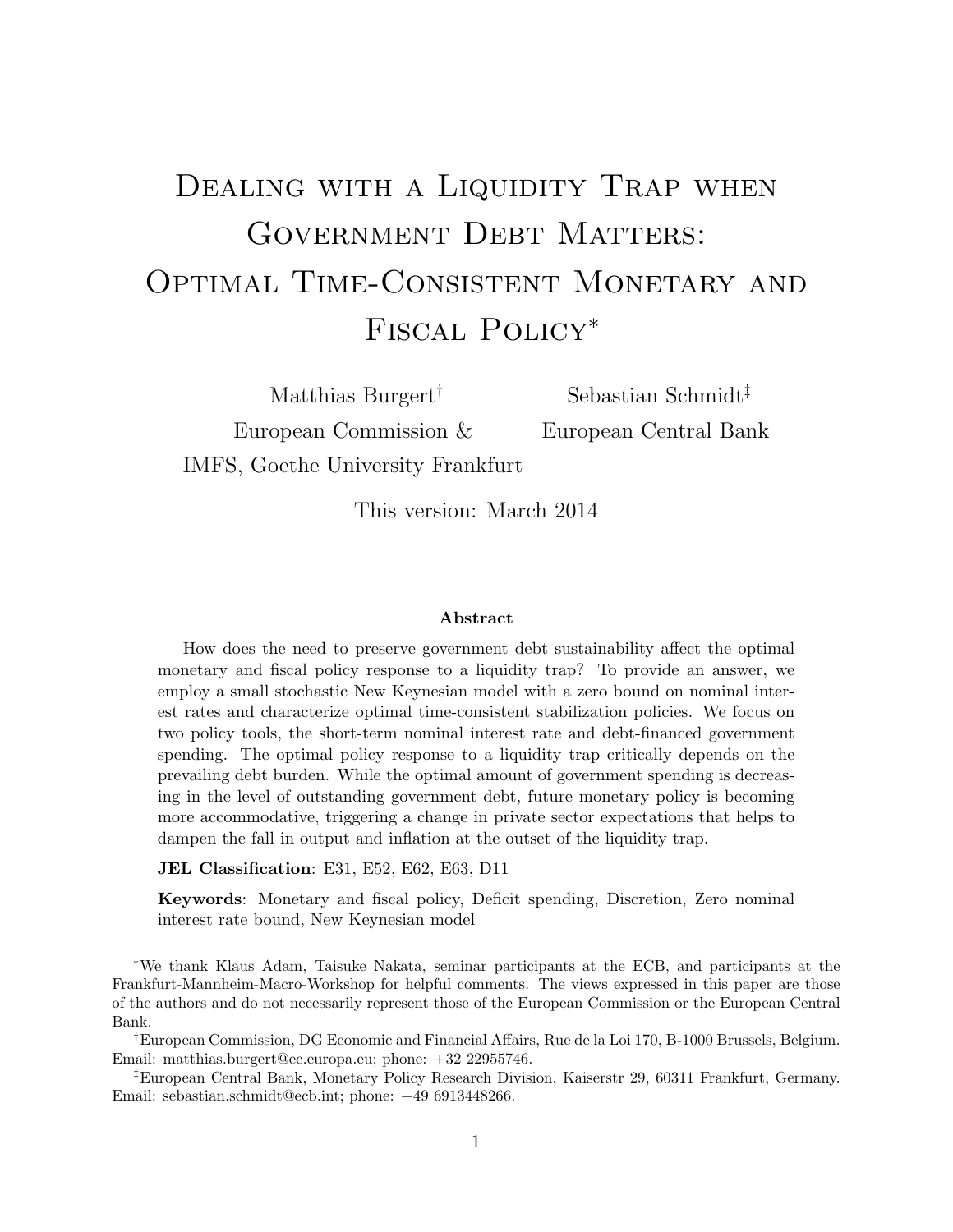# Dealing with a Liquidity Trap when Government Debt Matters: Optimal Time-Consistent Monetary and Fiscal Policy[*]

Matthias Burgert[†]
European Commission &
IMFS, Goethe University Frankfurt

Sebastian Schmidt[‡]
European Central Bank

This version: March 2014

### Abstract

How does the need to preserve government debt sustainability affect the optimal monetary and fiscal policy response to a liquidity trap? To provide an answer, we employ a small stochastic New Keynesian model with a zero bound on nominal interest rates and characterize optimal time-consistent stabilization policies. We focus on two policy tools, the short-term nominal interest rate and debt-financed government spending. The optimal policy response to a liquidity trap critically depends on the prevailing debt burden. While the optimal amount of government spending is decreasing in the level of outstanding government debt, future monetary policy is becoming more accommodative, triggering a change in private sector expectations that helps to dampen the fall in output and inflation at the outset of the liquidity trap.

**JEL Classification**: E31, E52, E62, E63, D11

**Keywords**: Monetary and fiscal policy, Deficit spending, Discretion, Zero nominal interest rate bound, New Keynesian model

---

[*] We thank Klaus Adam, Taisuke Nakata, seminar participants at the ECB, and participants at the Frankfurt-Mannheim-Macro-Workshop for helpful comments. The views expressed in this paper are those of the authors and do not necessarily represent those of the European Commission or the European Central Bank.

[†] European Commission, DG Economic and Financial Affairs, Rue de la Loi 170, B-1000 Brussels, Belgium. Email: matthias.burgert@ec.europa.eu; phone: +32 22955746.

[‡] European Central Bank, Monetary Policy Research Division, Kaiserstr 29, 60311 Frankfurt, Germany. Email: sebastian.schmidt@ecb.int; phone: +49 6913448266.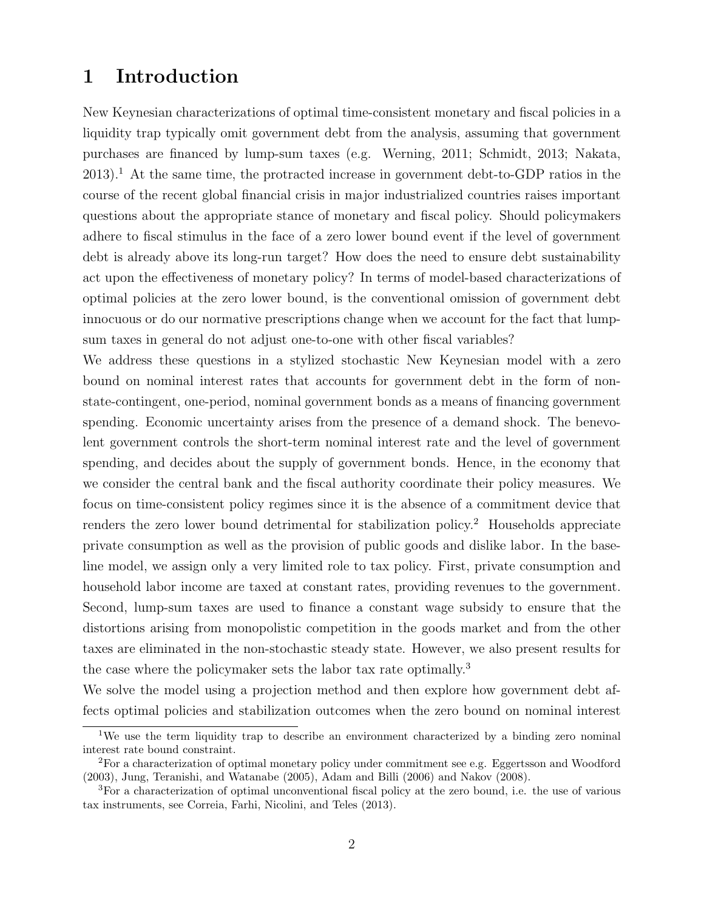# 1 Introduction

New Keynesian characterizations of optimal time-consistent monetary and fiscal policies in a liquidity trap typically omit government debt from the analysis, assuming that government purchases are financed by lump-sum taxes (e.g. Werning, 2011; Schmidt, 2013; Nakata, 2013).[1] At the same time, the protracted increase in government debt-to-GDP ratios in the course of the recent global financial crisis in major industrialized countries raises important questions about the appropriate stance of monetary and fiscal policy. Should policymakers adhere to fiscal stimulus in the face of a zero lower bound event if the level of government debt is already above its long-run target? How does the need to ensure debt sustainability act upon the effectiveness of monetary policy? In terms of model-based characterizations of optimal policies at the zero lower bound, is the conventional omission of government debt innocuous or do our normative prescriptions change when we account for the fact that lump-sum taxes in general do not adjust one-to-one with other fiscal variables?

We address these questions in a stylized stochastic New Keynesian model with a zero bound on nominal interest rates that accounts for government debt in the form of non-state-contingent, one-period, nominal government bonds as a means of financing government spending. Economic uncertainty arises from the presence of a demand shock. The benevolent government controls the short-term nominal interest rate and the level of government spending, and decides about the supply of government bonds. Hence, in the economy that we consider the central bank and the fiscal authority coordinate their policy measures. We focus on time-consistent policy regimes since it is the absence of a commitment device that renders the zero lower bound detrimental for stabilization policy.[2] Households appreciate private consumption as well as the provision of public goods and dislike labor. In the baseline model, we assign only a very limited role to tax policy. First, private consumption and household labor income are taxed at constant rates, providing revenues to the government. Second, lump-sum taxes are used to finance a constant wage subsidy to ensure that the distortions arising from monopolistic competition in the goods market and from the other taxes are eliminated in the non-stochastic steady state. However, we also present results for the case where the policymaker sets the labor tax rate optimally.[3]

We solve the model using a projection method and then explore how government debt affects optimal policies and stabilization outcomes when the zero bound on nominal interest

---

[1] We use the term liquidity trap to describe an environment characterized by a binding zero nominal interest rate bound constraint.

[2] For a characterization of optimal monetary policy under commitment see e.g. Eggertsson and Woodford (2003), Jung, Teranishi, and Watanabe (2005), Adam and Billi (2006) and Nakov (2008).

[3] For a characterization of optimal unconventional fiscal policy at the zero bound, i.e. the use of various tax instruments, see Correia, Farhi, Nicolini, and Teles (2013).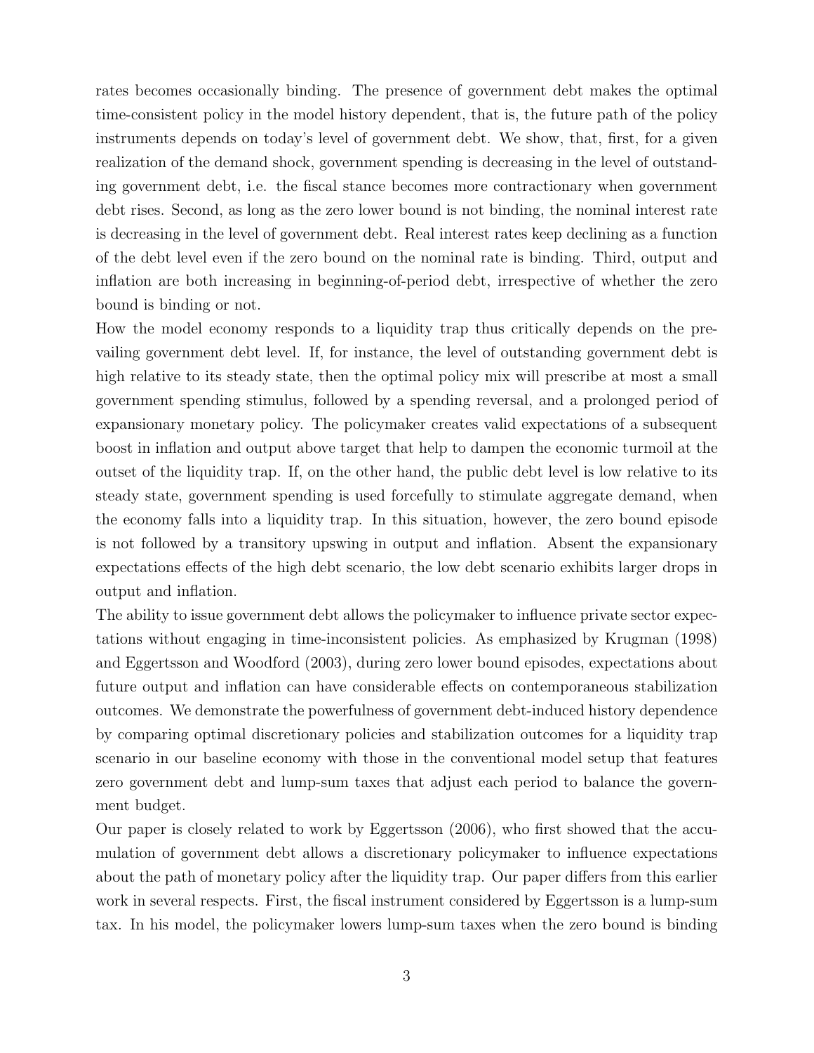rates becomes occasionally binding. The presence of government debt makes the optimal time-consistent policy in the model history dependent, that is, the future path of the policy instruments depends on today's level of government debt. We show, that, first, for a given realization of the demand shock, government spending is decreasing in the level of outstanding government debt, i.e. the fiscal stance becomes more contractionary when government debt rises. Second, as long as the zero lower bound is not binding, the nominal interest rate is decreasing in the level of government debt. Real interest rates keep declining as a function of the debt level even if the zero bound on the nominal rate is binding. Third, output and inflation are both increasing in beginning-of-period debt, irrespective of whether the zero bound is binding or not.

How the model economy responds to a liquidity trap thus critically depends on the prevailing government debt level. If, for instance, the level of outstanding government debt is high relative to its steady state, then the optimal policy mix will prescribe at most a small government spending stimulus, followed by a spending reversal, and a prolonged period of expansionary monetary policy. The policymaker creates valid expectations of a subsequent boost in inflation and output above target that help to dampen the economic turmoil at the outset of the liquidity trap. If, on the other hand, the public debt level is low relative to its steady state, government spending is used forcefully to stimulate aggregate demand, when the economy falls into a liquidity trap. In this situation, however, the zero bound episode is not followed by a transitory upswing in output and inflation. Absent the expansionary expectations effects of the high debt scenario, the low debt scenario exhibits larger drops in output and inflation.

The ability to issue government debt allows the policymaker to influence private sector expectations without engaging in time-inconsistent policies. As emphasized by Krugman (1998) and Eggertsson and Woodford (2003), during zero lower bound episodes, expectations about future output and inflation can have considerable effects on contemporaneous stabilization outcomes. We demonstrate the powerfulness of government debt-induced history dependence by comparing optimal discretionary policies and stabilization outcomes for a liquidity trap scenario in our baseline economy with those in the conventional model setup that features zero government debt and lump-sum taxes that adjust each period to balance the government budget.

Our paper is closely related to work by Eggertsson (2006), who first showed that the accumulation of government debt allows a discretionary policymaker to influence expectations about the path of monetary policy after the liquidity trap. Our paper differs from this earlier work in several respects. First, the fiscal instrument considered by Eggertsson is a lump-sum tax. In his model, the policymaker lowers lump-sum taxes when the zero bound is binding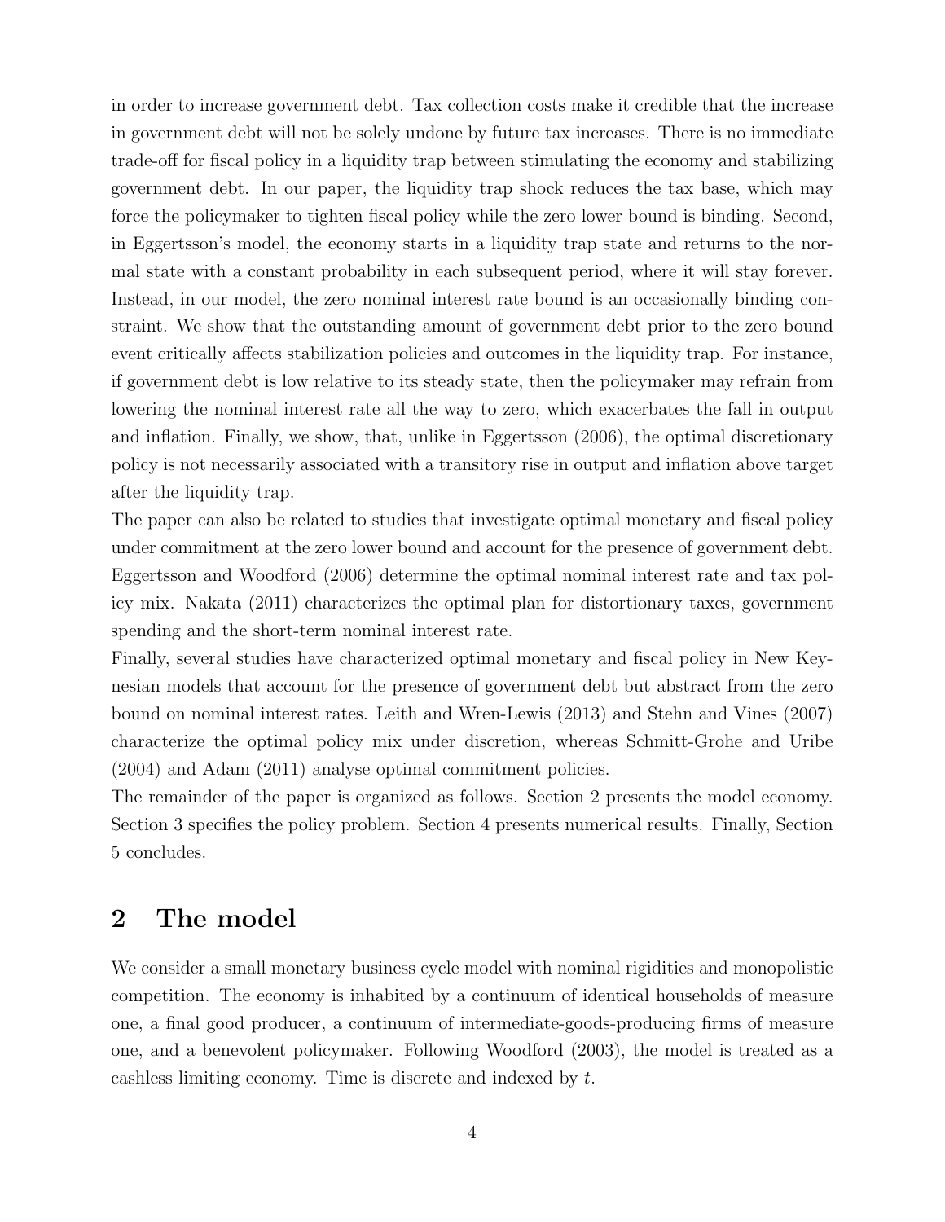in order to increase government debt. Tax collection costs make it credible that the increase in government debt will not be solely undone by future tax increases. There is no immediate trade-off for fiscal policy in a liquidity trap between stimulating the economy and stabilizing government debt. In our paper, the liquidity trap shock reduces the tax base, which may force the policymaker to tighten fiscal policy while the zero lower bound is binding. Second, in Eggertsson's model, the economy starts in a liquidity trap state and returns to the normal state with a constant probability in each subsequent period, where it will stay forever. Instead, in our model, the zero nominal interest rate bound is an occasionally binding constraint. We show that the outstanding amount of government debt prior to the zero bound event critically affects stabilization policies and outcomes in the liquidity trap. For instance, if government debt is low relative to its steady state, then the policymaker may refrain from lowering the nominal interest rate all the way to zero, which exacerbates the fall in output and inflation. Finally, we show, that, unlike in Eggertsson (2006), the optimal discretionary policy is not necessarily associated with a transitory rise in output and inflation above target after the liquidity trap.

The paper can also be related to studies that investigate optimal monetary and fiscal policy under commitment at the zero lower bound and account for the presence of government debt. Eggertsson and Woodford (2006) determine the optimal nominal interest rate and tax policy mix. Nakata (2011) characterizes the optimal plan for distortionary taxes, government spending and the short-term nominal interest rate.

Finally, several studies have characterized optimal monetary and fiscal policy in New Keynesian models that account for the presence of government debt but abstract from the zero bound on nominal interest rates. Leith and Wren-Lewis (2013) and Stehn and Vines (2007) characterize the optimal policy mix under discretion, whereas Schmitt-Grohe and Uribe (2004) and Adam (2011) analyse optimal commitment policies.

The remainder of the paper is organized as follows. Section 2 presents the model economy. Section 3 specifies the policy problem. Section 4 presents numerical results. Finally, Section 5 concludes.

## 2 The model

We consider a small monetary business cycle model with nominal rigidities and monopolistic competition. The economy is inhabited by a continuum of identical households of measure one, a final good producer, a continuum of intermediate-goods-producing firms of measure one, and a benevolent policymaker. Following Woodford (2003), the model is treated as a cashless limiting economy. Time is discrete and indexed by $t$.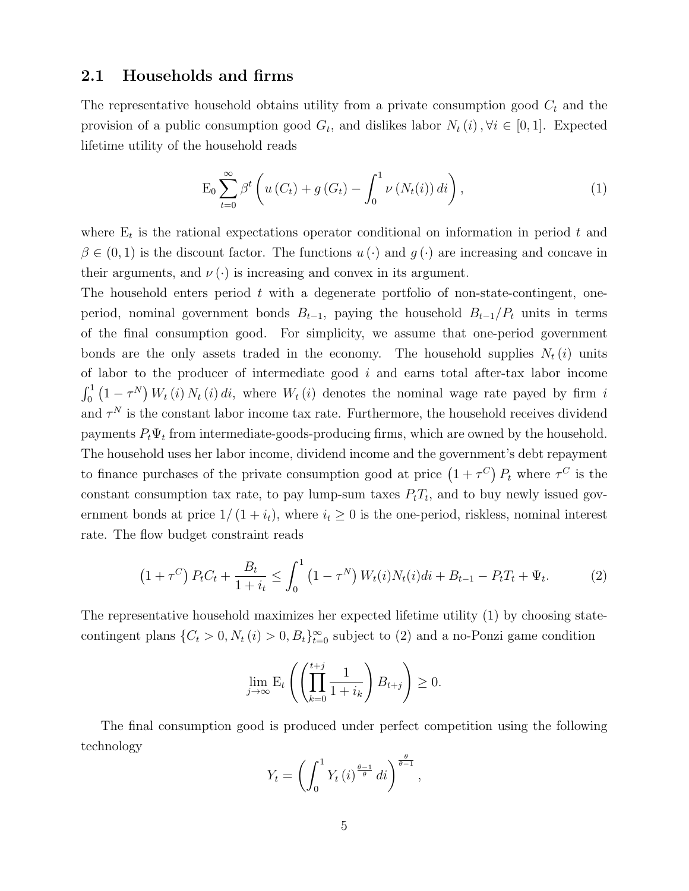## 2.1 Households and firms

The representative household obtains utility from a private consumption good $C_t$ and the provision of a public consumption good $G_t$, and dislikes labor $N_t(i), \forall i \in [0,1]$. Expected lifetime utility of the household reads

$$\mathrm{E}_0 \sum_{t=0}^{\infty} \beta^t \left( u(C_t) + g(G_t) - \int_0^1 \nu(N_t(i))\, di \right), \tag{1}$$

where $\mathrm{E}_t$ is the rational expectations operator conditional on information in period $t$ and $\beta \in (0,1)$ is the discount factor. The functions $u(\cdot)$ and $g(\cdot)$ are increasing and concave in their arguments, and $\nu(\cdot)$ is increasing and convex in its argument.

The household enters period $t$ with a degenerate portfolio of non-state-contingent, one-period, nominal government bonds $B_{t-1}$, paying the household $B_{t-1}/P_t$ units in terms of the final consumption good. For simplicity, we assume that one-period government bonds are the only assets traded in the economy. The household supplies $N_t(i)$ units of labor to the producer of intermediate good $i$ and earns total after-tax labor income $\int_0^1 (1-\tau^N) W_t(i) N_t(i)\, di$, where $W_t(i)$ denotes the nominal wage rate payed by firm $i$ and $\tau^N$ is the constant labor income tax rate. Furthermore, the household receives dividend payments $P_t \Psi_t$ from intermediate-goods-producing firms, which are owned by the household. The household uses her labor income, dividend income and the government's debt repayment to finance purchases of the private consumption good at price $(1+\tau^C) P_t$ where $\tau^C$ is the constant consumption tax rate, to pay lump-sum taxes $P_t T_t$, and to buy newly issued government bonds at price $1/(1+i_t)$, where $i_t \geq 0$ is the one-period, riskless, nominal interest rate. The flow budget constraint reads

$$(1+\tau^C) P_t C_t + \frac{B_t}{1+i_t} \leq \int_0^1 (1-\tau^N) W_t(i) N_t(i) di + B_{t-1} - P_t T_t + \Psi_t. \tag{2}$$

The representative household maximizes her expected lifetime utility (1) by choosing state-contingent plans $\{C_t > 0, N_t(i) > 0, B_t\}_{t=0}^{\infty}$ subject to (2) and a no-Ponzi game condition

$$\lim_{j \to \infty} \mathrm{E}_t \left( \left( \prod_{k=0}^{t+j} \frac{1}{1+i_k} \right) B_{t+j} \right) \geq 0.$$

The final consumption good is produced under perfect competition using the following technology

$$Y_t = \left( \int_0^1 Y_t(i)^{\frac{\theta-1}{\theta}} di \right)^{\frac{\theta}{\theta-1}},$$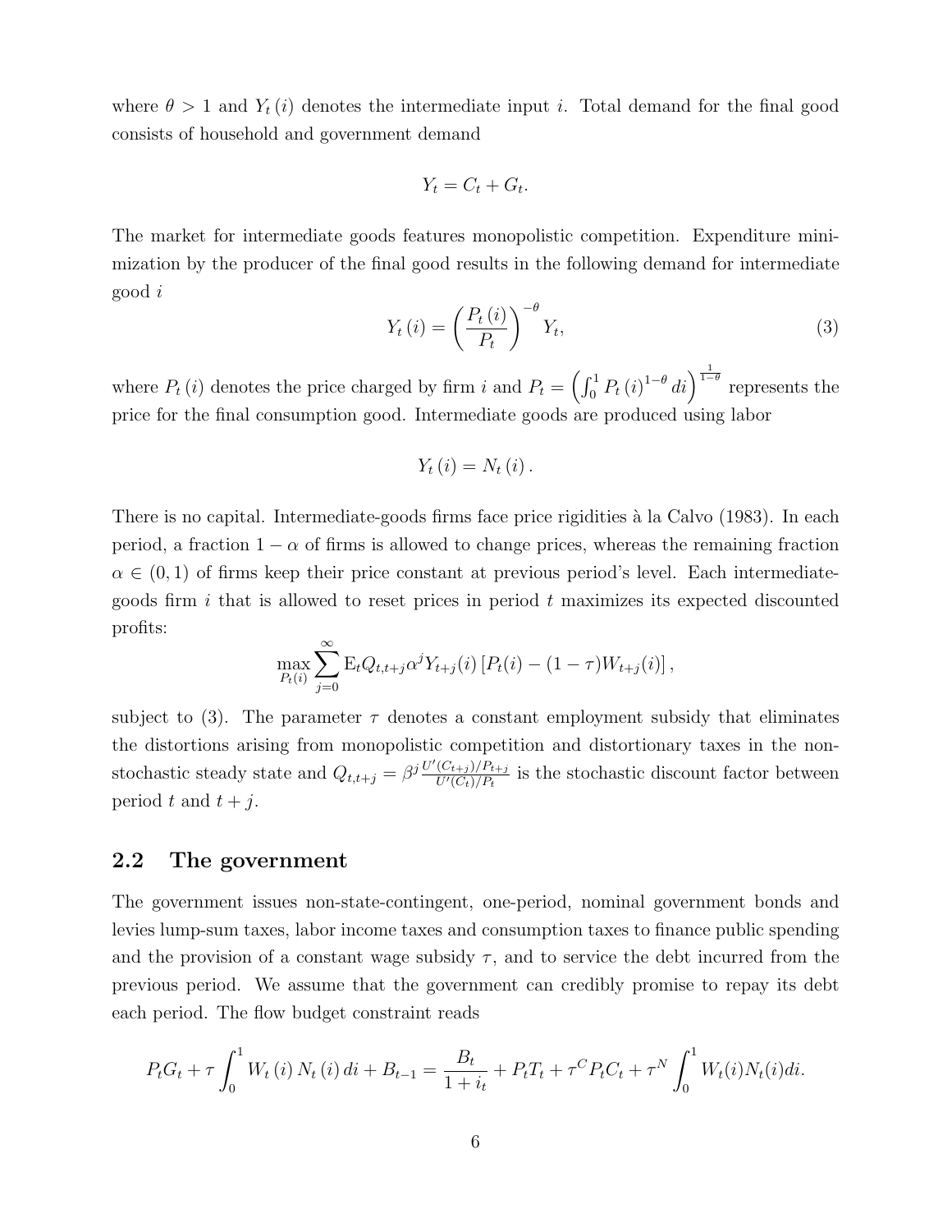where $\theta > 1$ and $Y_t(i)$ denotes the intermediate input $i$. Total demand for the final good consists of household and government demand

$$Y_t = C_t + G_t.$$

The market for intermediate goods features monopolistic competition. Expenditure minimization by the producer of the final good results in the following demand for intermediate good $i$

$$Y_t(i) = \left(\frac{P_t(i)}{P_t}\right)^{-\theta} Y_t, \tag{3}$$

where $P_t(i)$ denotes the price charged by firm $i$ and $P_t = \left(\int_0^1 P_t(i)^{1-\theta} di\right)^{\frac{1}{1-\theta}}$ represents the price for the final consumption good. Intermediate goods are produced using labor

$$Y_t(i) = N_t(i).$$

There is no capital. Intermediate-goods firms face price rigidities à la Calvo (1983). In each period, a fraction $1 - \alpha$ of firms is allowed to change prices, whereas the remaining fraction $\alpha \in (0, 1)$ of firms keep their price constant at previous period's level. Each intermediate-goods firm $i$ that is allowed to reset prices in period $t$ maximizes its expected discounted profits:

$$\max_{P_t(i)} \sum_{j=0}^{\infty} \mathrm{E}_t Q_{t,t+j} \alpha^j Y_{t+j}(i) \left[P_t(i) - (1-\tau) W_{t+j}(i)\right],$$

subject to (3). The parameter $\tau$ denotes a constant employment subsidy that eliminates the distortions arising from monopolistic competition and distortionary taxes in the non-stochastic steady state and $Q_{t,t+j} = \beta^j \frac{U'(C_{t+j})/P_{t+j}}{U'(C_t)/P_t}$ is the stochastic discount factor between period $t$ and $t + j$.

## 2.2 The government

The government issues non-state-contingent, one-period, nominal government bonds and levies lump-sum taxes, labor income taxes and consumption taxes to finance public spending and the provision of a constant wage subsidy $\tau$, and to service the debt incurred from the previous period. We assume that the government can credibly promise to repay its debt each period. The flow budget constraint reads

$$P_t G_t + \tau \int_0^1 W_t(i) N_t(i) di + B_{t-1} = \frac{B_t}{1+i_t} + P_t T_t + \tau^C P_t C_t + \tau^N \int_0^1 W_t(i) N_t(i) di.$$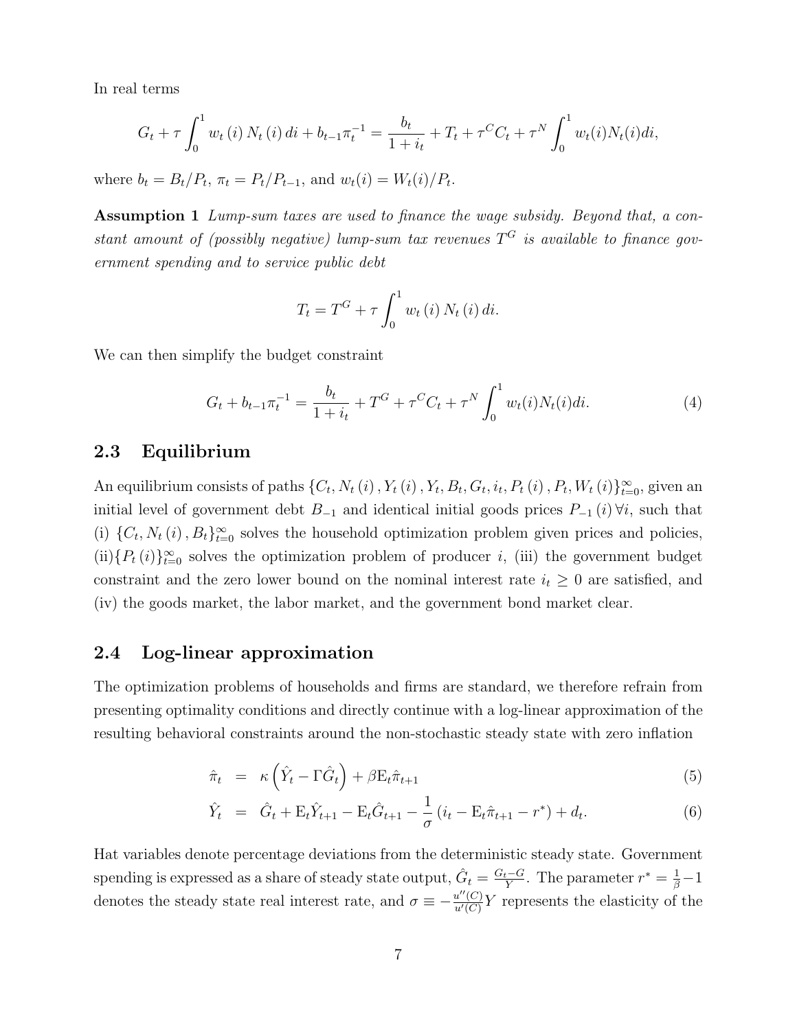In real terms

$$G_t + \tau \int_0^1 w_t(i) N_t(i) di + b_{t-1}\pi_t^{-1} = \frac{b_t}{1+i_t} + T_t + \tau^C C_t + \tau^N \int_0^1 w_t(i) N_t(i) di,$$

where $b_t = B_t/P_t$, $\pi_t = P_t/P_{t-1}$, and $w_t(i) = W_t(i)/P_t$.

**Assumption 1** *Lump-sum taxes are used to finance the wage subsidy. Beyond that, a constant amount of (possibly negative) lump-sum tax revenues $T^G$ is available to finance government spending and to service public debt*

$$T_t = T^G + \tau \int_0^1 w_t(i) N_t(i) di.$$

We can then simplify the budget constraint

$$G_t + b_{t-1}\pi_t^{-1} = \frac{b_t}{1+i_t} + T^G + \tau^C C_t + \tau^N \int_0^1 w_t(i) N_t(i) di. \tag{4}$$

## 2.3 Equilibrium

An equilibrium consists of paths $\{C_t, N_t(i), Y_t(i), Y_t, B_t, G_t, i_t, P_t(i), P_t, W_t(i)\}_{t=0}^{\infty}$, given an initial level of government debt $B_{-1}$ and identical initial goods prices $P_{-1}(i)\, \forall i$, such that (i) $\{C_t, N_t(i), B_t\}_{t=0}^{\infty}$ solves the household optimization problem given prices and policies, (ii)$\{P_t(i)\}_{t=0}^{\infty}$ solves the optimization problem of producer $i$, (iii) the government budget constraint and the zero lower bound on the nominal interest rate $i_t \geq 0$ are satisfied, and (iv) the goods market, the labor market, and the government bond market clear.

## 2.4 Log-linear approximation

The optimization problems of households and firms are standard, we therefore refrain from presenting optimality conditions and directly continue with a log-linear approximation of the resulting behavioral constraints around the non-stochastic steady state with zero inflation

$$\hat{\pi}_t = \kappa\left(\hat{Y}_t - \Gamma \hat{G}_t\right) + \beta \mathrm{E}_t \hat{\pi}_{t+1} \tag{5}$$

$$\hat{Y}_t = \hat{G}_t + \mathrm{E}_t \hat{Y}_{t+1} - \mathrm{E}_t \hat{G}_{t+1} - \frac{1}{\sigma}\left(i_t - \mathrm{E}_t \hat{\pi}_{t+1} - r^*\right) + d_t. \tag{6}$$

Hat variables denote percentage deviations from the deterministic steady state. Government spending is expressed as a share of steady state output, $\hat{G}_t = \frac{G_t - G}{Y}$. The parameter $r^* = \frac{1}{\beta} - 1$ denotes the steady state real interest rate, and $\sigma \equiv -\frac{u''(C)}{u'(C)} Y$ represents the elasticity of the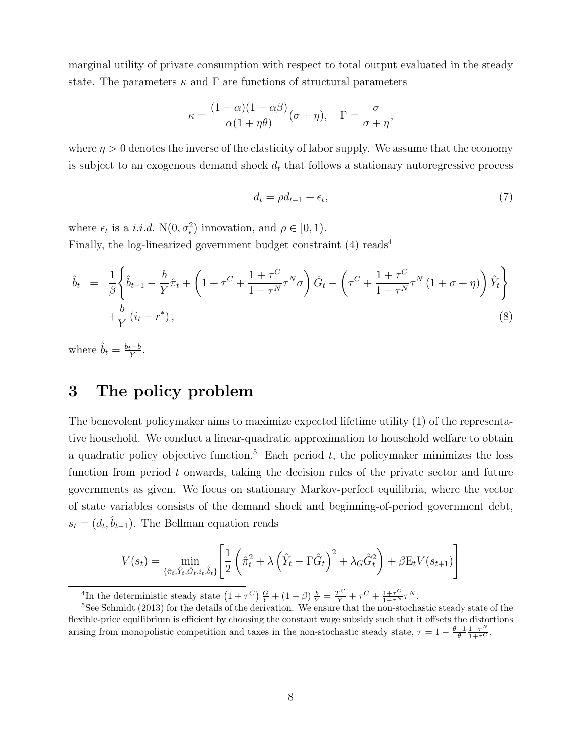marginal utility of private consumption with respect to total output evaluated in the steady state. The parameters $\kappa$ and $\Gamma$ are functions of structural parameters

$$\kappa = \frac{(1-\alpha)(1-\alpha\beta)}{\alpha(1+\eta\theta)}(\sigma+\eta), \quad \Gamma = \frac{\sigma}{\sigma+\eta},$$

where $\eta > 0$ denotes the inverse of the elasticity of labor supply. We assume that the economy is subject to an exogenous demand shock $d_t$ that follows a stationary autoregressive process

$$d_t = \rho d_{t-1} + \epsilon_t, \tag{7}$$

where $\epsilon_t$ is a *i.i.d.* $\mathrm{N}(0, \sigma_\epsilon^2)$ innovation, and $\rho \in [0, 1)$.
Finally, the log-linearized government budget constraint (4) reads[4]

$$\begin{aligned}
\hat{b}_t \;=\; & \frac{1}{\beta}\left\{ \hat{b}_{t-1} - \frac{b}{Y}\hat{\pi}_t + \left(1 + \tau^C + \frac{1+\tau^C}{1-\tau^N}\tau^N \sigma\right)\hat{G}_t - \left(\tau^C + \frac{1+\tau^C}{1-\tau^N}\tau^N\left(1+\sigma+\eta\right)\right)\hat{Y}_t \right\} \\
& + \frac{b}{Y}\left(i_t - r^*\right),
\end{aligned} \tag{8}$$

where $\hat{b}_t = \frac{b_t - b}{Y}$.

# 3 The policy problem

The benevolent policymaker aims to maximize expected lifetime utility (1) of the representative household. We conduct a linear-quadratic approximation to household welfare to obtain a quadratic policy objective function.[5] Each period $t$, the policymaker minimizes the loss function from period $t$ onwards, taking the decision rules of the private sector and future governments as given. We focus on stationary Markov-perfect equilibria, where the vector of state variables consists of the demand shock and beginning-of-period government debt, $s_t = (d_t, \hat{b}_{t-1})$. The Bellman equation reads

$$V(s_t) = \min_{\{\hat{\pi}_t, \hat{Y}_t, \hat{G}_t, i_t, \hat{b}_t\}} \left[ \frac{1}{2}\left( \hat{\pi}_t^2 + \lambda\left(\hat{Y}_t - \Gamma \hat{G}_t\right)^2 + \lambda_G \hat{G}_t^2 \right) + \beta \mathrm{E}_t V(s_{t+1}) \right]$$

[4] In the deterministic steady state $\left(1+\tau^C\right)\frac{G}{Y} + (1-\beta)\frac{b}{Y} = \frac{T^G}{Y} + \tau^C + \frac{1+\tau^C}{1-\tau^N}\tau^N$.

[5] See Schmidt (2013) for the details of the derivation. We ensure that the non-stochastic steady state of the flexible-price equilibrium is efficient by choosing the constant wage subsidy such that it offsets the distortions arising from monopolistic competition and taxes in the non-stochastic steady state, $\tau = 1 - \frac{\theta-1}{\theta}\frac{1-\tau^N}{1+\tau^C}$.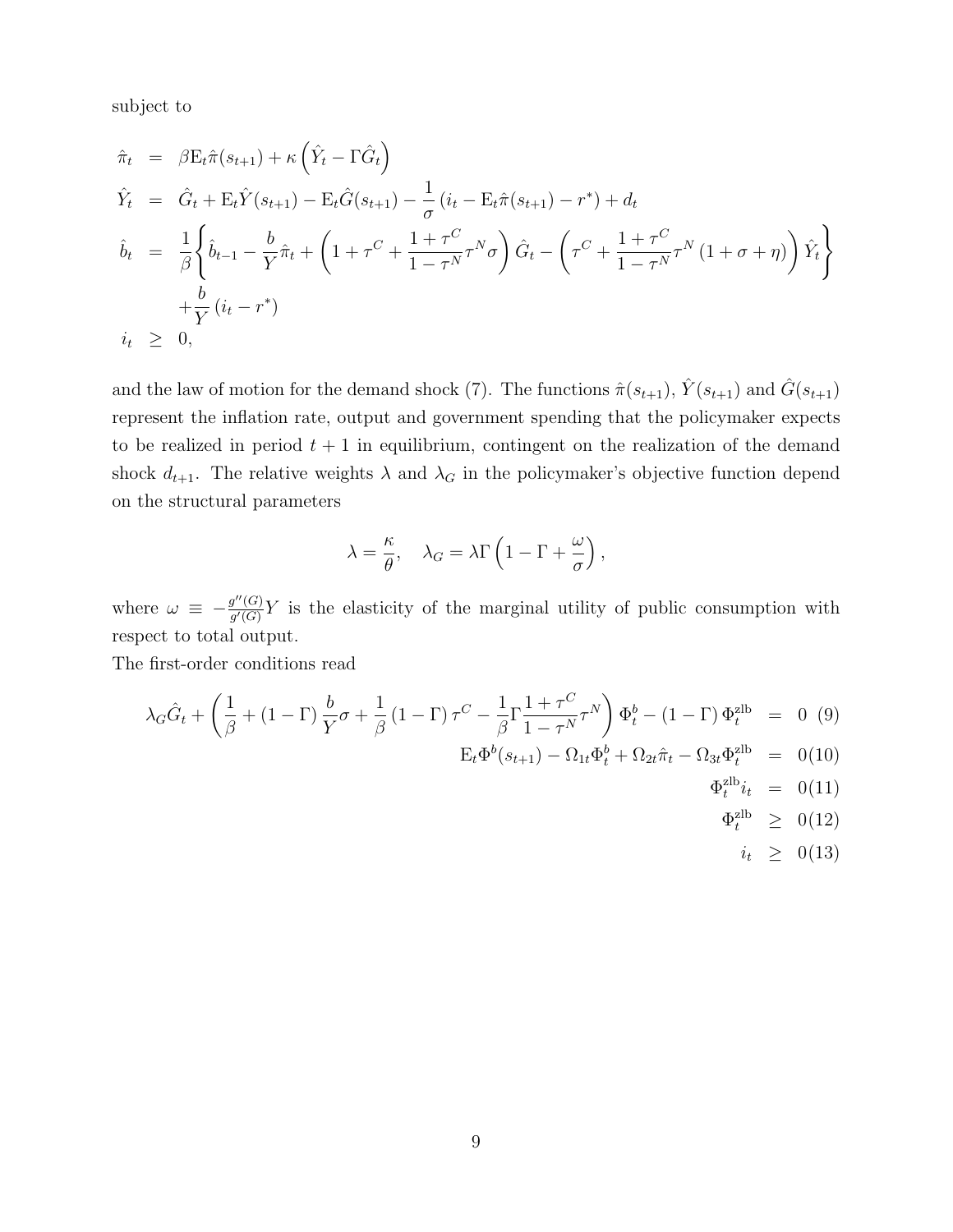subject to

$$
\begin{aligned}
\hat{\pi}_t &= \beta \mathrm{E}_t \hat{\pi}(s_{t+1}) + \kappa \left( \hat{Y}_t - \Gamma \hat{G}_t \right) \\
\hat{Y}_t &= \hat{G}_t + \mathrm{E}_t \hat{Y}(s_{t+1}) - \mathrm{E}_t \hat{G}(s_{t+1}) - \frac{1}{\sigma} \left( i_t - \mathrm{E}_t \hat{\pi}(s_{t+1}) - r^* \right) + d_t \\
\hat{b}_t &= \frac{1}{\beta} \Bigg\{ \hat{b}_{t-1} - \frac{b}{Y} \hat{\pi}_t + \left( 1 + \tau^C + \frac{1+\tau^C}{1-\tau^N} \tau^N \sigma \right) \hat{G}_t - \left( \tau^C + \frac{1+\tau^C}{1-\tau^N} \tau^N \left( 1 + \sigma + \eta \right) \right) \hat{Y}_t \Bigg\} \\
&\quad + \frac{b}{Y} \left( i_t - r^* \right) \\
i_t &\geq 0,
\end{aligned}
$$

and the law of motion for the demand shock (7). The functions $\hat{\pi}(s_{t+1})$, $\hat{Y}(s_{t+1})$ and $\hat{G}(s_{t+1})$ represent the inflation rate, output and government spending that the policymaker expects to be realized in period $t+1$ in equilibrium, contingent on the realization of the demand shock $d_{t+1}$. The relative weights $\lambda$ and $\lambda_G$ in the policymaker's objective function depend on the structural parameters

$$
\lambda = \frac{\kappa}{\theta}, \quad \lambda_G = \lambda \Gamma \left( 1 - \Gamma + \frac{\omega}{\sigma} \right),
$$

where $\omega \equiv -\frac{g''(G)}{g'(G)} Y$ is the elasticity of the marginal utility of public consumption with respect to total output.

The first-order conditions read

$$
\lambda_G \hat{G}_t + \left( \frac{1}{\beta} + (1-\Gamma) \frac{b}{Y} \sigma + \frac{1}{\beta} (1-\Gamma) \tau^C - \frac{1}{\beta} \Gamma \frac{1+\tau^C}{1-\tau^N} \tau^N \right) \Phi_t^b - (1-\Gamma) \Phi_t^{\text{zlb}} = 0 \quad (9)
$$

$$
\mathrm{E}_t \Phi^b(s_{t+1}) - \Omega_{1t} \Phi_t^b + \Omega_{2t} \hat{\pi}_t - \Omega_{3t} \Phi_t^{\text{zlb}} = 0 \quad (10)
$$

$$
\Phi_t^{\text{zlb}} i_t = 0 \quad (11)
$$

$$
\Phi_t^{\text{zlb}} \geq 0 \quad (12)
$$

$$
i_t \geq 0 \quad (13)
$$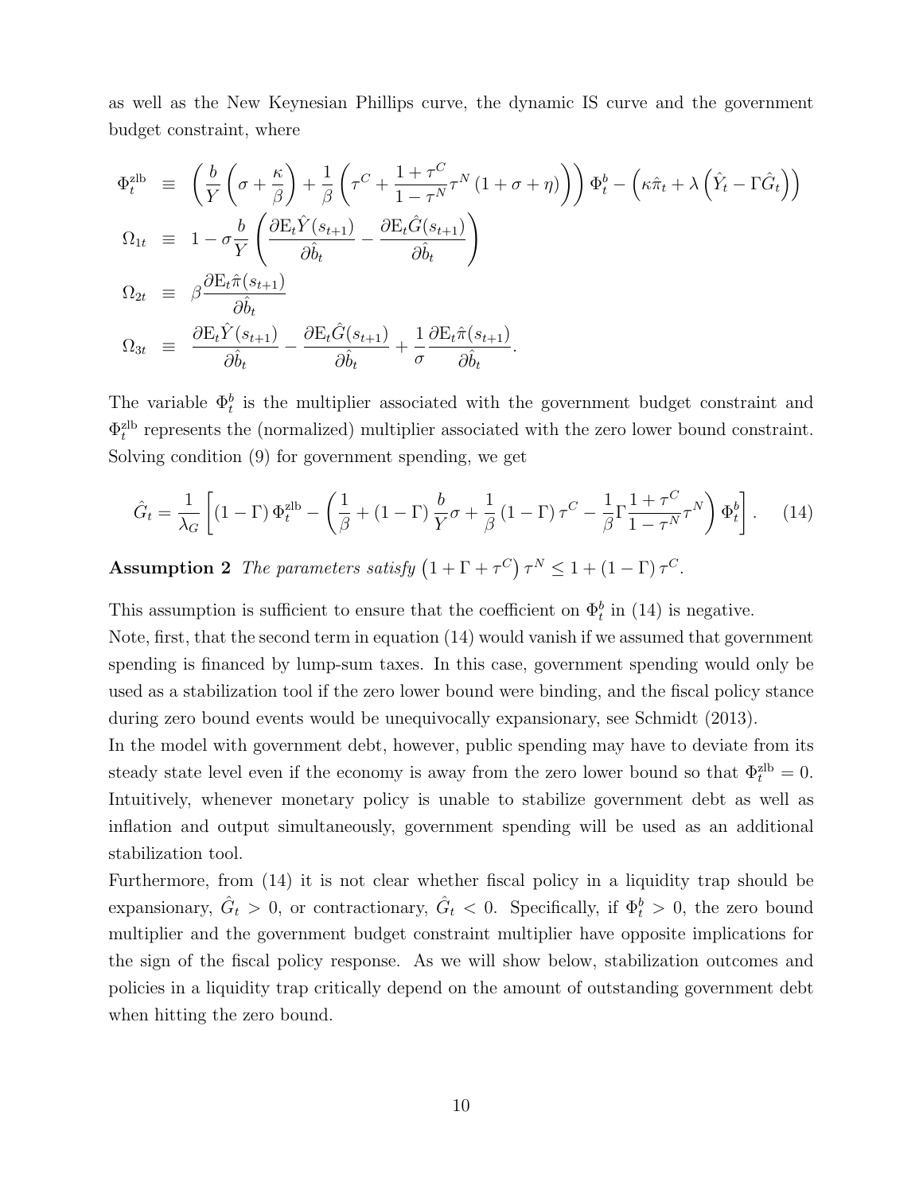as well as the New Keynesian Phillips curve, the dynamic IS curve and the government budget constraint, where

$$
\begin{aligned}
\Phi_t^{\text{zlb}} &\equiv \left(\frac{b}{Y}\left(\sigma+\frac{\kappa}{\beta}\right)+\frac{1}{\beta}\left(\tau^C+\frac{1+\tau^C}{1-\tau^N}\tau^N\left(1+\sigma+\eta\right)\right)\right)\Phi_t^b-\left(\kappa\hat{\pi}_t+\lambda\left(\hat{Y}_t-\Gamma\hat{G}_t\right)\right) \\
\Omega_{1t} &\equiv 1-\sigma\frac{b}{Y}\left(\frac{\partial \mathrm{E}_t\hat{Y}(s_{t+1})}{\partial\hat{b}_t}-\frac{\partial \mathrm{E}_t\hat{G}(s_{t+1})}{\partial\hat{b}_t}\right) \\
\Omega_{2t} &\equiv \beta\frac{\partial \mathrm{E}_t\hat{\pi}(s_{t+1})}{\partial\hat{b}_t} \\
\Omega_{3t} &\equiv \frac{\partial \mathrm{E}_t\hat{Y}(s_{t+1})}{\partial\hat{b}_t}-\frac{\partial \mathrm{E}_t\hat{G}(s_{t+1})}{\partial\hat{b}_t}+\frac{1}{\sigma}\frac{\partial \mathrm{E}_t\hat{\pi}(s_{t+1})}{\partial\hat{b}_t}.
\end{aligned}
$$

The variable $\Phi_t^b$ is the multiplier associated with the government budget constraint and $\Phi_t^{\text{zlb}}$ represents the (normalized) multiplier associated with the zero lower bound constraint. Solving condition (9) for government spending, we get

$$
\hat{G}_t=\frac{1}{\lambda_G}\left[\left(1-\Gamma\right)\Phi_t^{\text{zlb}}-\left(\frac{1}{\beta}+\left(1-\Gamma\right)\frac{b}{Y}\sigma+\frac{1}{\beta}\left(1-\Gamma\right)\tau^C-\frac{1}{\beta}\Gamma\frac{1+\tau^C}{1-\tau^N}\tau^N\right)\Phi_t^b\right]. \quad (14)
$$

**Assumption 2** *The parameters satisfy* $\left(1+\Gamma+\tau^C\right)\tau^N\leq 1+\left(1-\Gamma\right)\tau^C$.

This assumption is sufficient to ensure that the coefficient on $\Phi_t^b$ in (14) is negative.

Note, first, that the second term in equation (14) would vanish if we assumed that government spending is financed by lump-sum taxes. In this case, government spending would only be used as a stabilization tool if the zero lower bound were binding, and the fiscal policy stance during zero bound events would be unequivocally expansionary, see Schmidt (2013).

In the model with government debt, however, public spending may have to deviate from its steady state level even if the economy is away from the zero lower bound so that $\Phi_t^{\text{zlb}}=0$. Intuitively, whenever monetary policy is unable to stabilize government debt as well as inflation and output simultaneously, government spending will be used as an additional stabilization tool.

Furthermore, from (14) it is not clear whether fiscal policy in a liquidity trap should be expansionary, $\hat{G}_t>0$, or contractionary, $\hat{G}_t<0$. Specifically, if $\Phi_t^b>0$, the zero bound multiplier and the government budget constraint multiplier have opposite implications for the sign of the fiscal policy response. As we will show below, stabilization outcomes and policies in a liquidity trap critically depend on the amount of outstanding government debt when hitting the zero bound.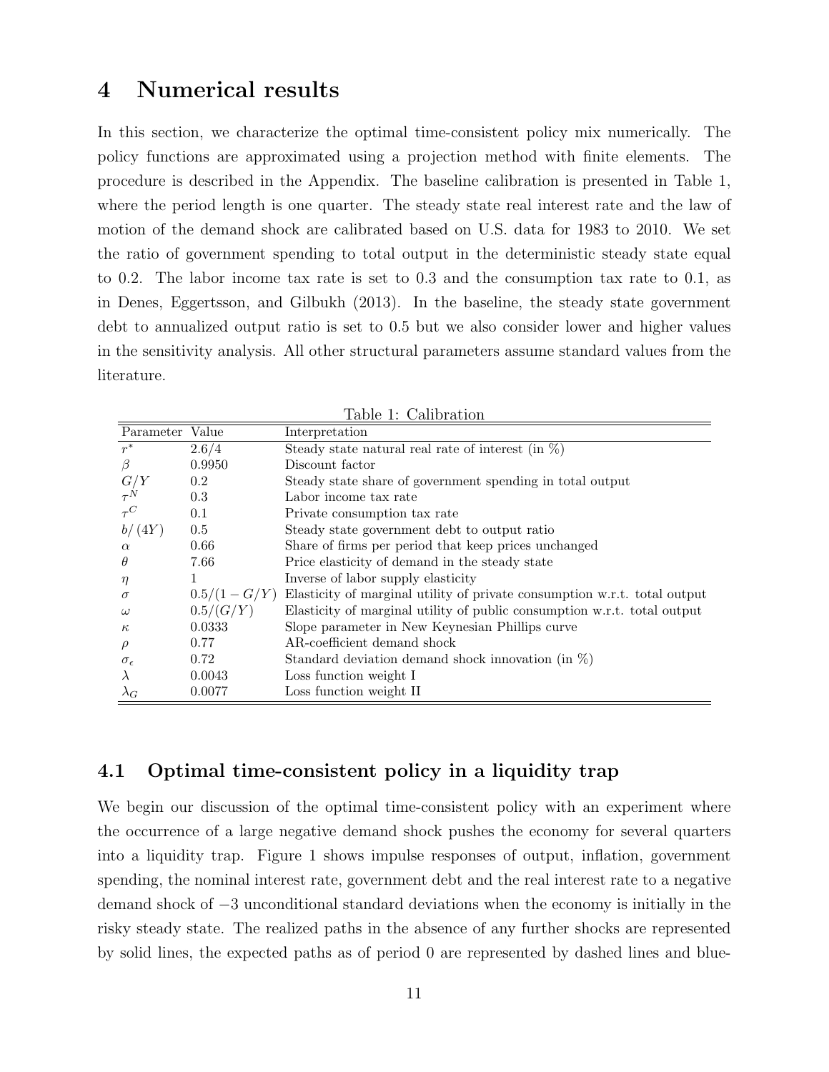# 4 Numerical results

In this section, we characterize the optimal time-consistent policy mix numerically. The policy functions are approximated using a projection method with finite elements. The procedure is described in the Appendix. The baseline calibration is presented in Table 1, where the period length is one quarter. The steady state real interest rate and the law of motion of the demand shock are calibrated based on U.S. data for 1983 to 2010. We set the ratio of government spending to total output in the deterministic steady state equal to 0.2. The labor income tax rate is set to 0.3 and the consumption tax rate to 0.1, as in Denes, Eggertsson, and Gilbukh (2013). In the baseline, the steady state government debt to annualized output ratio is set to 0.5 but we also consider lower and higher values in the sensitivity analysis. All other structural parameters assume standard values from the literature.

Table 1: Calibration

| Parameter | Value | Interpretation |
|---|---|---|
| $r^*$ | $2.6/4$ | Steady state natural real rate of interest (in %) |
| $\beta$ | 0.9950 | Discount factor |
| $G/Y$ | 0.2 | Steady state share of government spending in total output |
| $\tau^N$ | 0.3 | Labor income tax rate |
| $\tau^C$ | 0.1 | Private consumption tax rate |
| $b/(4Y)$ | 0.5 | Steady state government debt to output ratio |
| $\alpha$ | 0.66 | Share of firms per period that keep prices unchanged |
| $\theta$ | 7.66 | Price elasticity of demand in the steady state |
| $\eta$ | 1 | Inverse of labor supply elasticity |
| $\sigma$ | $0.5/(1-G/Y)$ | Elasticity of marginal utility of private consumption w.r.t. total output |
| $\omega$ | $0.5/(G/Y)$ | Elasticity of marginal utility of public consumption w.r.t. total output |
| $\kappa$ | 0.0333 | Slope parameter in New Keynesian Phillips curve |
| $\rho$ | 0.77 | AR-coefficient demand shock |
| $\sigma_\epsilon$ | 0.72 | Standard deviation demand shock innovation (in %) |
| $\lambda$ | 0.0043 | Loss function weight I |
| $\lambda_G$ | 0.0077 | Loss function weight II |

## 4.1 Optimal time-consistent policy in a liquidity trap

We begin our discussion of the optimal time-consistent policy with an experiment where the occurrence of a large negative demand shock pushes the economy for several quarters into a liquidity trap. Figure 1 shows impulse responses of output, inflation, government spending, the nominal interest rate, government debt and the real interest rate to a negative demand shock of $-3$ unconditional standard deviations when the economy is initially in the risky steady state. The realized paths in the absence of any further shocks are represented by solid lines, the expected paths as of period 0 are represented by dashed lines and blue-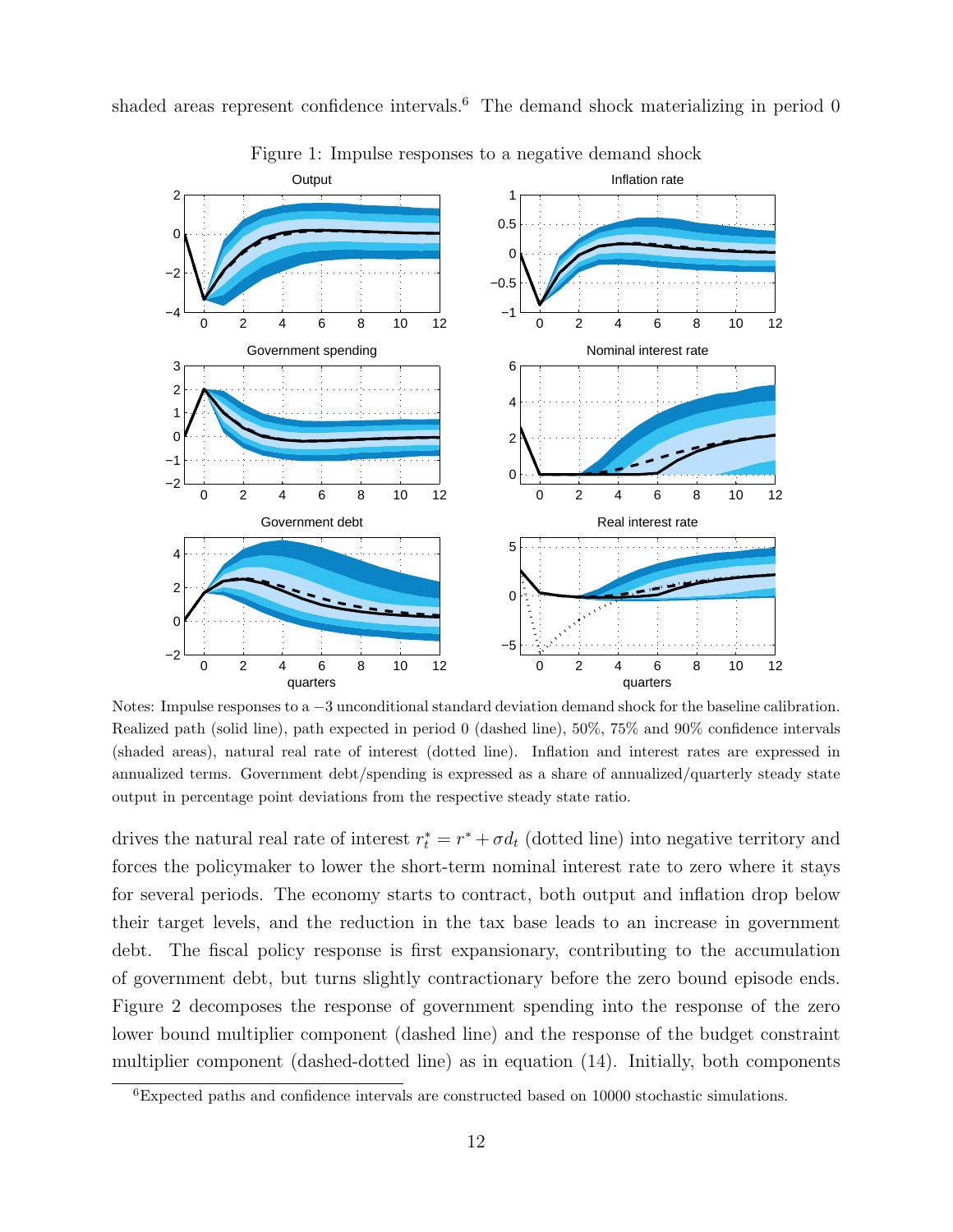shaded areas represent confidence intervals.[6] The demand shock materializing in period 0

Figure 1: Impulse responses to a negative demand shock

Notes: Impulse responses to a −3 unconditional standard deviation demand shock for the baseline calibration. Realized path (solid line), path expected in period 0 (dashed line), 50%, 75% and 90% confidence intervals (shaded areas), natural real rate of interest (dotted line). Inflation and interest rates are expressed in annualized terms. Government debt/spending is expressed as a share of annualized/quarterly steady state output in percentage point deviations from the respective steady state ratio.

drives the natural real rate of interest $r_t^* = r^* + \sigma d_t$ (dotted line) into negative territory and forces the policymaker to lower the short-term nominal interest rate to zero where it stays for several periods. The economy starts to contract, both output and inflation drop below their target levels, and the reduction in the tax base leads to an increase in government debt. The fiscal policy response is first expansionary, contributing to the accumulation of government debt, but turns slightly contractionary before the zero bound episode ends. Figure 2 decomposes the response of government spending into the response of the zero lower bound multiplier component (dashed line) and the response of the budget constraint multiplier component (dashed-dotted line) as in equation (14). Initially, both components

[6] Expected paths and confidence intervals are constructed based on 10000 stochastic simulations.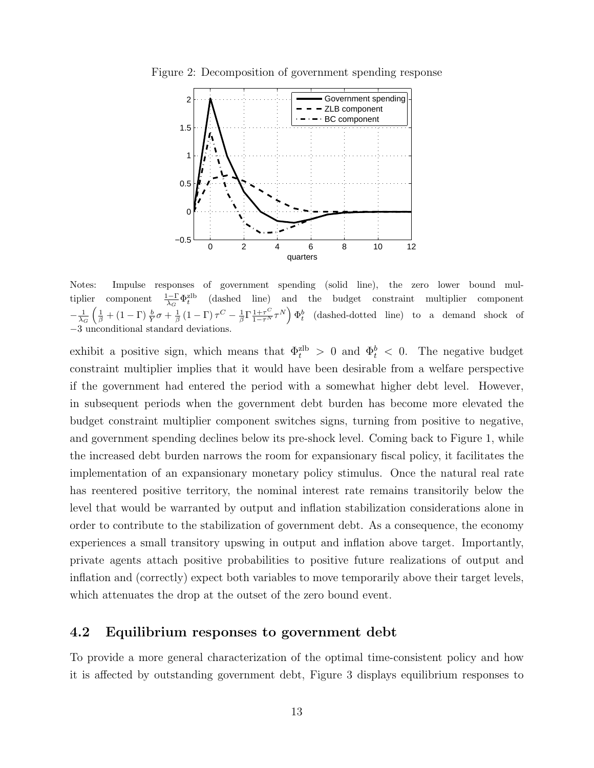Figure 2: Decomposition of government spending response

Notes: Impulse responses of government spending (solid line), the zero lower bound multiplier component $\frac{1-\Gamma}{\lambda_G}\Phi_t^{\text{zlb}}$ (dashed line) and the budget constraint multiplier component $-\frac{1}{\lambda_G}\left(\frac{1}{\beta}+(1-\Gamma)\frac{b}{Y}\sigma+\frac{1}{\beta}(1-\Gamma)\tau^C-\frac{1}{\beta}\Gamma\frac{1+\tau^C}{1-\tau^N}\tau^N\right)\Phi_t^b$ (dashed-dotted line) to a demand shock of $-3$ unconditional standard deviations.

exhibit a positive sign, which means that $\Phi_t^{\text{zlb}} > 0$ and $\Phi_t^b < 0$. The negative budget constraint multiplier implies that it would have been desirable from a welfare perspective if the government had entered the period with a somewhat higher debt level. However, in subsequent periods when the government debt burden has become more elevated the budget constraint multiplier component switches signs, turning from positive to negative, and government spending declines below its pre-shock level. Coming back to Figure 1, while the increased debt burden narrows the room for expansionary fiscal policy, it facilitates the implementation of an expansionary monetary policy stimulus. Once the natural real rate has reentered positive territory, the nominal interest rate remains transitorily below the level that would be warranted by output and inflation stabilization considerations alone in order to contribute to the stabilization of government debt. As a consequence, the economy experiences a small transitory upswing in output and inflation above target. Importantly, private agents attach positive probabilities to positive future realizations of output and inflation and (correctly) expect both variables to move temporarily above their target levels, which attenuates the drop at the outset of the zero bound event.

## 4.2 Equilibrium responses to government debt

To provide a more general characterization of the optimal time-consistent policy and how it is affected by outstanding government debt, Figure 3 displays equilibrium responses to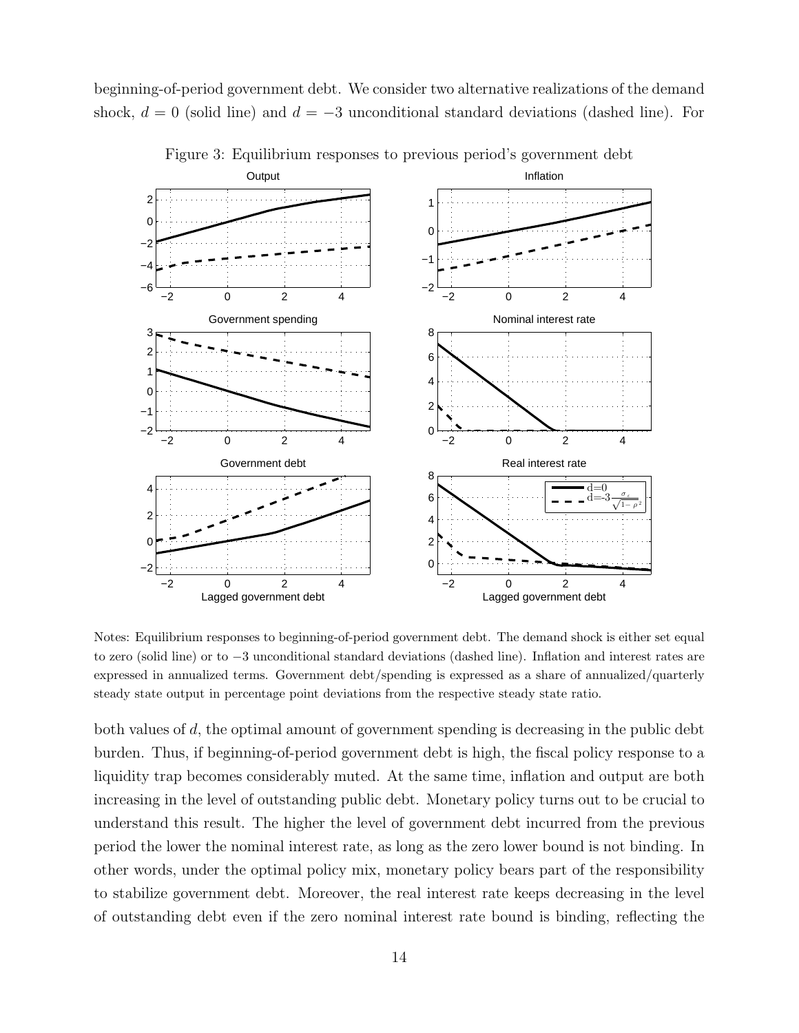beginning-of-period government debt. We consider two alternative realizations of the demand shock, $d = 0$ (solid line) and $d = -3$ unconditional standard deviations (dashed line). For

Figure 3: Equilibrium responses to previous period's government debt

Notes: Equilibrium responses to beginning-of-period government debt. The demand shock is either set equal to zero (solid line) or to $-3$ unconditional standard deviations (dashed line). Inflation and interest rates are expressed in annualized terms. Government debt/spending is expressed as a share of annualized/quarterly steady state output in percentage point deviations from the respective steady state ratio.

both values of $d$, the optimal amount of government spending is decreasing in the public debt burden. Thus, if beginning-of-period government debt is high, the fiscal policy response to a liquidity trap becomes considerably muted. At the same time, inflation and output are both increasing in the level of outstanding public debt. Monetary policy turns out to be crucial to understand this result. The higher the level of government debt incurred from the previous period the lower the nominal interest rate, as long as the zero lower bound is not binding. In other words, under the optimal policy mix, monetary policy bears part of the responsibility to stabilize government debt. Moreover, the real interest rate keeps decreasing in the level of outstanding debt even if the zero nominal interest rate bound is binding, reflecting the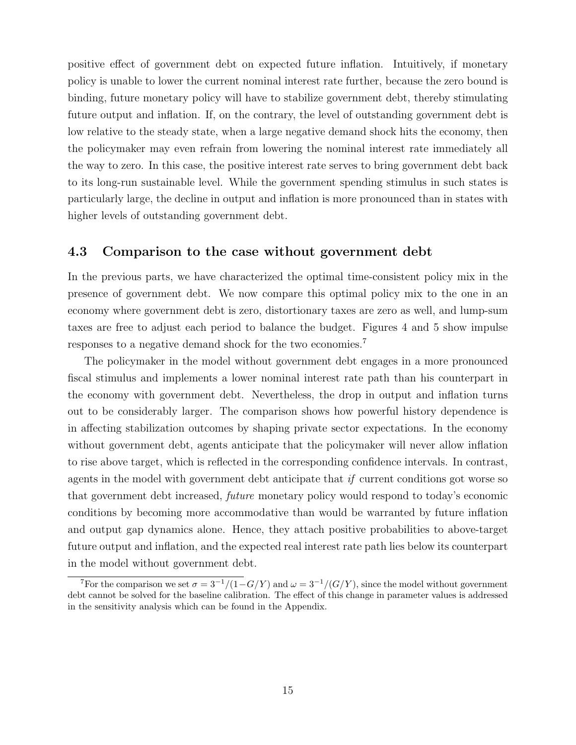positive effect of government debt on expected future inflation. Intuitively, if monetary policy is unable to lower the current nominal interest rate further, because the zero bound is binding, future monetary policy will have to stabilize government debt, thereby stimulating future output and inflation. If, on the contrary, the level of outstanding government debt is low relative to the steady state, when a large negative demand shock hits the economy, then the policymaker may even refrain from lowering the nominal interest rate immediately all the way to zero. In this case, the positive interest rate serves to bring government debt back to its long-run sustainable level. While the government spending stimulus in such states is particularly large, the decline in output and inflation is more pronounced than in states with higher levels of outstanding government debt.

### 4.3 Comparison to the case without government debt

In the previous parts, we have characterized the optimal time-consistent policy mix in the presence of government debt. We now compare this optimal policy mix to the one in an economy where government debt is zero, distortionary taxes are zero as well, and lump-sum taxes are free to adjust each period to balance the budget. Figures 4 and 5 show impulse responses to a negative demand shock for the two economies.[7]

The policymaker in the model without government debt engages in a more pronounced fiscal stimulus and implements a lower nominal interest rate path than his counterpart in the economy with government debt. Nevertheless, the drop in output and inflation turns out to be considerably larger. The comparison shows how powerful history dependence is in affecting stabilization outcomes by shaping private sector expectations. In the economy without government debt, agents anticipate that the policymaker will never allow inflation to rise above target, which is reflected in the corresponding confidence intervals. In contrast, agents in the model with government debt anticipate that *if* current conditions got worse so that government debt increased, *future* monetary policy would respond to today's economic conditions by becoming more accommodative than would be warranted by future inflation and output gap dynamics alone. Hence, they attach positive probabilities to above-target future output and inflation, and the expected real interest rate path lies below its counterpart in the model without government debt.

[7] For the comparison we set $\sigma = 3^{-1}/(1-G/Y)$ and $\omega = 3^{-1}/(G/Y)$, since the model without government debt cannot be solved for the baseline calibration. The effect of this change in parameter values is addressed in the sensitivity analysis which can be found in the Appendix.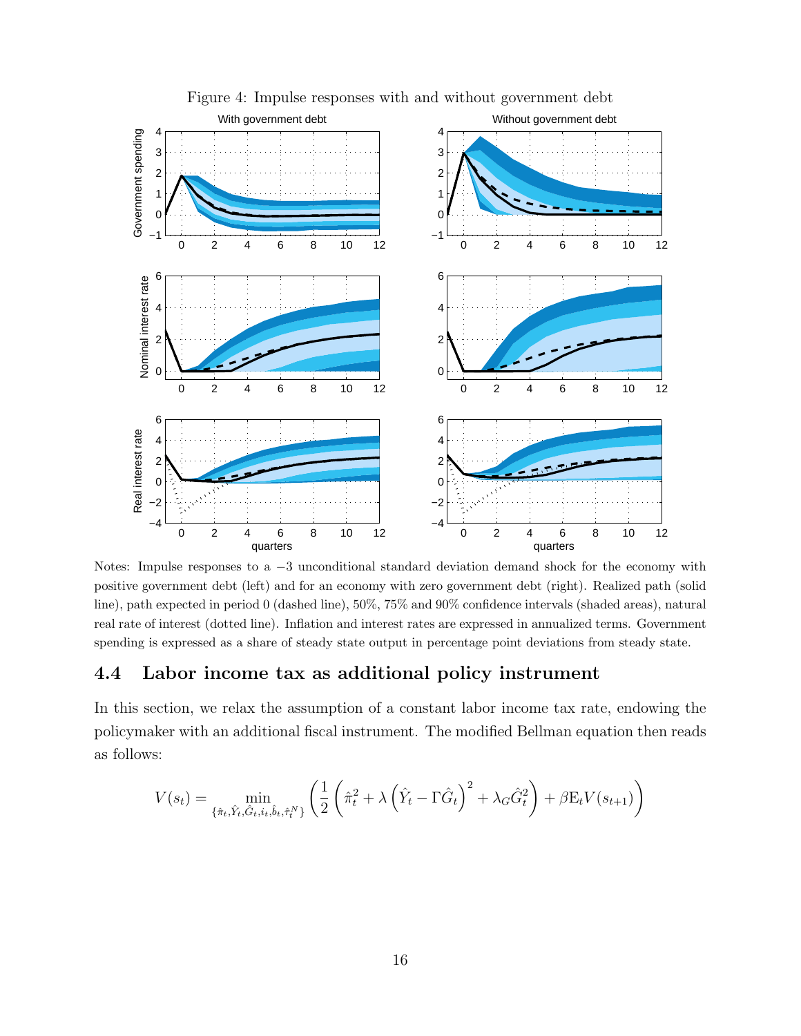Figure 4: Impulse responses with and without government debt

Notes: Impulse responses to a −3 unconditional standard deviation demand shock for the economy with positive government debt (left) and for an economy with zero government debt (right). Realized path (solid line), path expected in period 0 (dashed line), 50%, 75% and 90% confidence intervals (shaded areas), natural real rate of interest (dotted line). Inflation and interest rates are expressed in annualized terms. Government spending is expressed as a share of steady state output in percentage point deviations from steady state.

## 4.4 Labor income tax as additional policy instrument

In this section, we relax the assumption of a constant labor income tax rate, endowing the policymaker with an additional fiscal instrument. The modified Bellman equation then reads as follows:

$$V(s_t) = \min_{\{\hat{\pi}_t, \hat{Y}_t, \hat{G}_t, i_t, \hat{b}_t, \hat{\tau}_t^N\}} \left( \frac{1}{2} \left( \hat{\pi}_t^2 + \lambda \left( \hat{Y}_t - \Gamma \hat{G}_t \right)^2 + \lambda_G \hat{G}_t^2 \right) + \beta \mathrm{E}_t V(s_{t+1}) \right)$$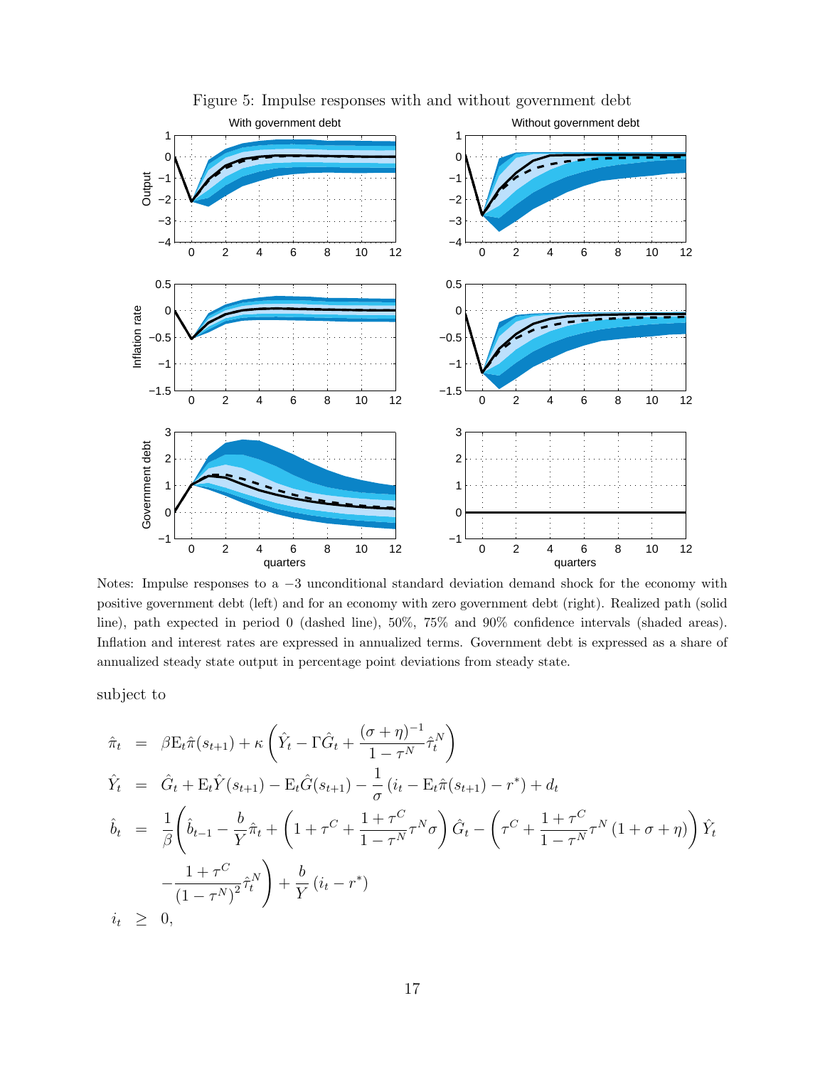Figure 5: Impulse responses with and without government debt

Notes: Impulse responses to a −3 unconditional standard deviation demand shock for the economy with positive government debt (left) and for an economy with zero government debt (right). Realized path (solid line), path expected in period 0 (dashed line), 50%, 75% and 90% confidence intervals (shaded areas). Inflation and interest rates are expressed in annualized terms. Government debt is expressed as a share of annualized steady state output in percentage point deviations from steady state.

subject to

$$
\begin{aligned}
\hat{\pi}_t &= \beta \mathrm{E}_t \hat{\pi}(s_{t+1}) + \kappa \left( \hat{Y}_t - \Gamma \hat{G}_t + \frac{(\sigma + \eta)^{-1}}{1 - \tau^N} \hat{\tau}_t^N \right) \\
\hat{Y}_t &= \hat{G}_t + \mathrm{E}_t \hat{Y}(s_{t+1}) - \mathrm{E}_t \hat{G}(s_{t+1}) - \frac{1}{\sigma} \left( i_t - \mathrm{E}_t \hat{\pi}(s_{t+1}) - r^* \right) + d_t \\
\hat{b}_t &= \frac{1}{\beta} \Bigg( \hat{b}_{t-1} - \frac{b}{Y} \hat{\pi}_t + \left( 1 + \tau^C + \frac{1 + \tau^C}{1 - \tau^N} \tau^N \sigma \right) \hat{G}_t - \left( \tau^C + \frac{1 + \tau^C}{1 - \tau^N} \tau^N (1 + \sigma + \eta) \right) \hat{Y}_t \\
&\quad - \frac{1 + \tau^C}{(1 - \tau^N)^2} \hat{\tau}_t^N \Bigg) + \frac{b}{Y} (i_t - r^*) \\
i_t &\geq 0,
\end{aligned}
$$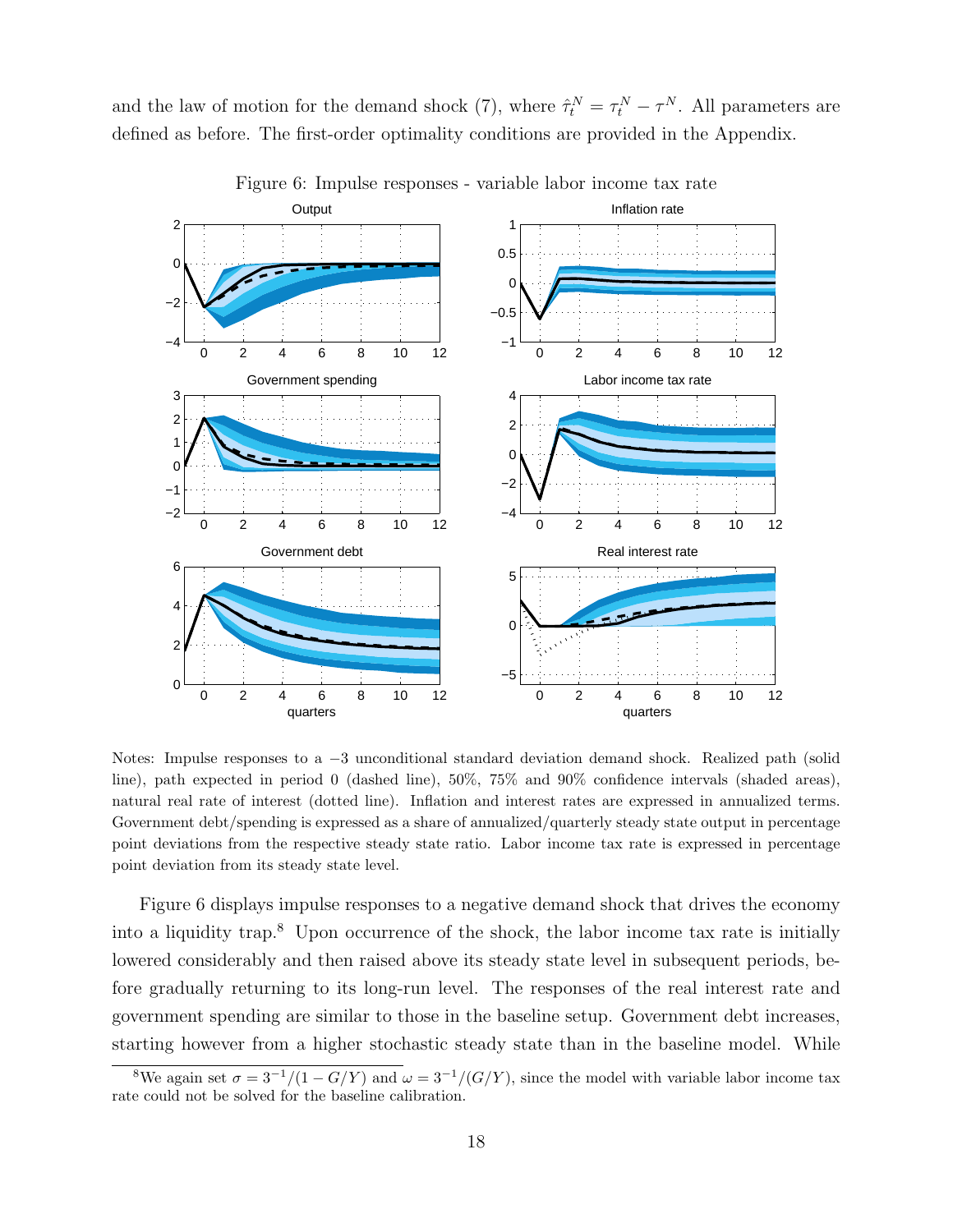and the law of motion for the demand shock (7), where $\hat{\tau}_t^N = \tau_t^N - \tau^N$. All parameters are defined as before. The first-order optimality conditions are provided in the Appendix.

Figure 6: Impulse responses - variable labor income tax rate

Notes: Impulse responses to a −3 unconditional standard deviation demand shock. Realized path (solid line), path expected in period 0 (dashed line), 50%, 75% and 90% confidence intervals (shaded areas), natural real rate of interest (dotted line). Inflation and interest rates are expressed in annualized terms. Government debt/spending is expressed as a share of annualized/quarterly steady state output in percentage point deviations from the respective steady state ratio. Labor income tax rate is expressed in percentage point deviation from its steady state level.

Figure 6 displays impulse responses to a negative demand shock that drives the economy into a liquidity trap.[8] Upon occurrence of the shock, the labor income tax rate is initially lowered considerably and then raised above its steady state level in subsequent periods, before gradually returning to its long-run level. The responses of the real interest rate and government spending are similar to those in the baseline setup. Government debt increases, starting however from a higher stochastic steady state than in the baseline model. While

[8] We again set $\sigma = 3^{-1}/(1 - G/Y)$ and $\omega = 3^{-1}/(G/Y)$, since the model with variable labor income tax rate could not be solved for the baseline calibration.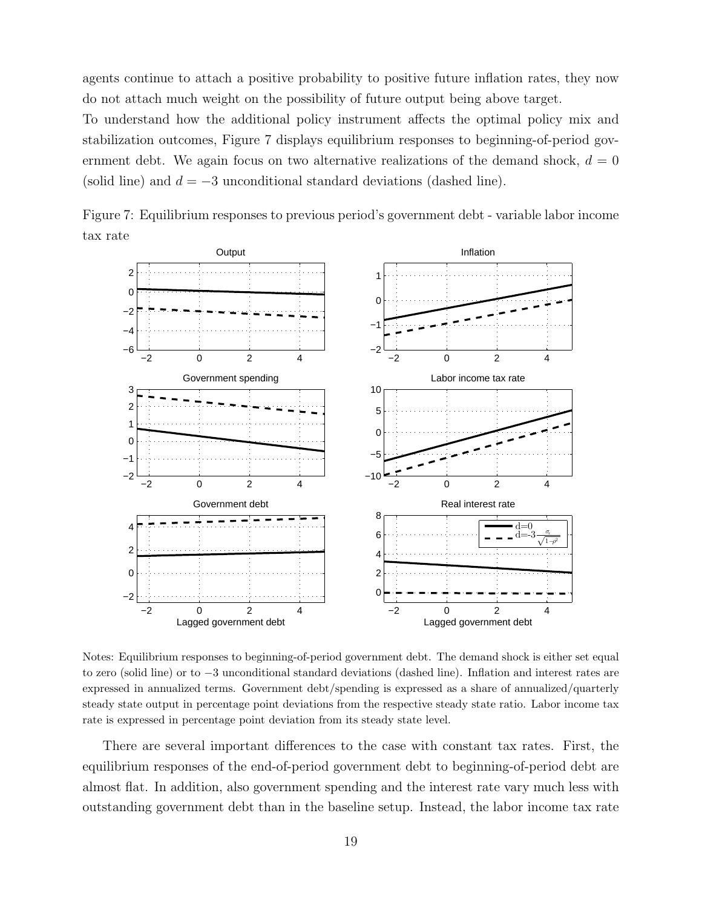agents continue to attach a positive probability to positive future inflation rates, they now do not attach much weight on the possibility of future output being above target.

To understand how the additional policy instrument affects the optimal policy mix and stabilization outcomes, Figure 7 displays equilibrium responses to beginning-of-period government debt. We again focus on two alternative realizations of the demand shock, $d = 0$ (solid line) and $d = -3$ unconditional standard deviations (dashed line).

Figure 7: Equilibrium responses to previous period's government debt - variable labor income tax rate

Notes: Equilibrium responses to beginning-of-period government debt. The demand shock is either set equal to zero (solid line) or to $-3$ unconditional standard deviations (dashed line). Inflation and interest rates are expressed in annualized terms. Government debt/spending is expressed as a share of annualized/quarterly steady state output in percentage point deviations from the respective steady state ratio. Labor income tax rate is expressed in percentage point deviation from its steady state level.

There are several important differences to the case with constant tax rates. First, the equilibrium responses of the end-of-period government debt to beginning-of-period debt are almost flat. In addition, also government spending and the interest rate vary much less with outstanding government debt than in the baseline setup. Instead, the labor income tax rate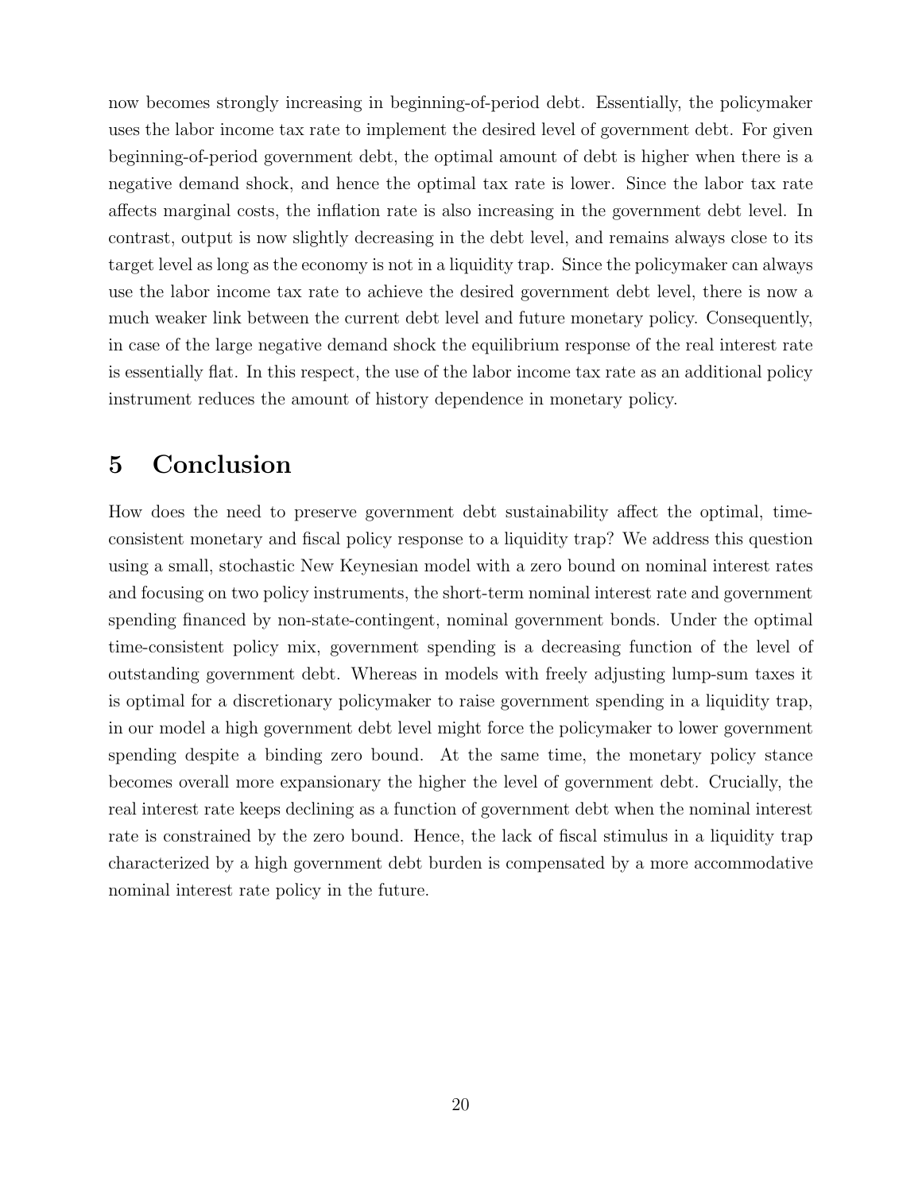now becomes strongly increasing in beginning-of-period debt. Essentially, the policymaker uses the labor income tax rate to implement the desired level of government debt. For given beginning-of-period government debt, the optimal amount of debt is higher when there is a negative demand shock, and hence the optimal tax rate is lower. Since the labor tax rate affects marginal costs, the inflation rate is also increasing in the government debt level. In contrast, output is now slightly decreasing in the debt level, and remains always close to its target level as long as the economy is not in a liquidity trap. Since the policymaker can always use the labor income tax rate to achieve the desired government debt level, there is now a much weaker link between the current debt level and future monetary policy. Consequently, in case of the large negative demand shock the equilibrium response of the real interest rate is essentially flat. In this respect, the use of the labor income tax rate as an additional policy instrument reduces the amount of history dependence in monetary policy.

# 5 Conclusion

How does the need to preserve government debt sustainability affect the optimal, time-consistent monetary and fiscal policy response to a liquidity trap? We address this question using a small, stochastic New Keynesian model with a zero bound on nominal interest rates and focusing on two policy instruments, the short-term nominal interest rate and government spending financed by non-state-contingent, nominal government bonds. Under the optimal time-consistent policy mix, government spending is a decreasing function of the level of outstanding government debt. Whereas in models with freely adjusting lump-sum taxes it is optimal for a discretionary policymaker to raise government spending in a liquidity trap, in our model a high government debt level might force the policymaker to lower government spending despite a binding zero bound. At the same time, the monetary policy stance becomes overall more expansionary the higher the level of government debt. Crucially, the real interest rate keeps declining as a function of government debt when the nominal interest rate is constrained by the zero bound. Hence, the lack of fiscal stimulus in a liquidity trap characterized by a high government debt burden is compensated by a more accommodative nominal interest rate policy in the future.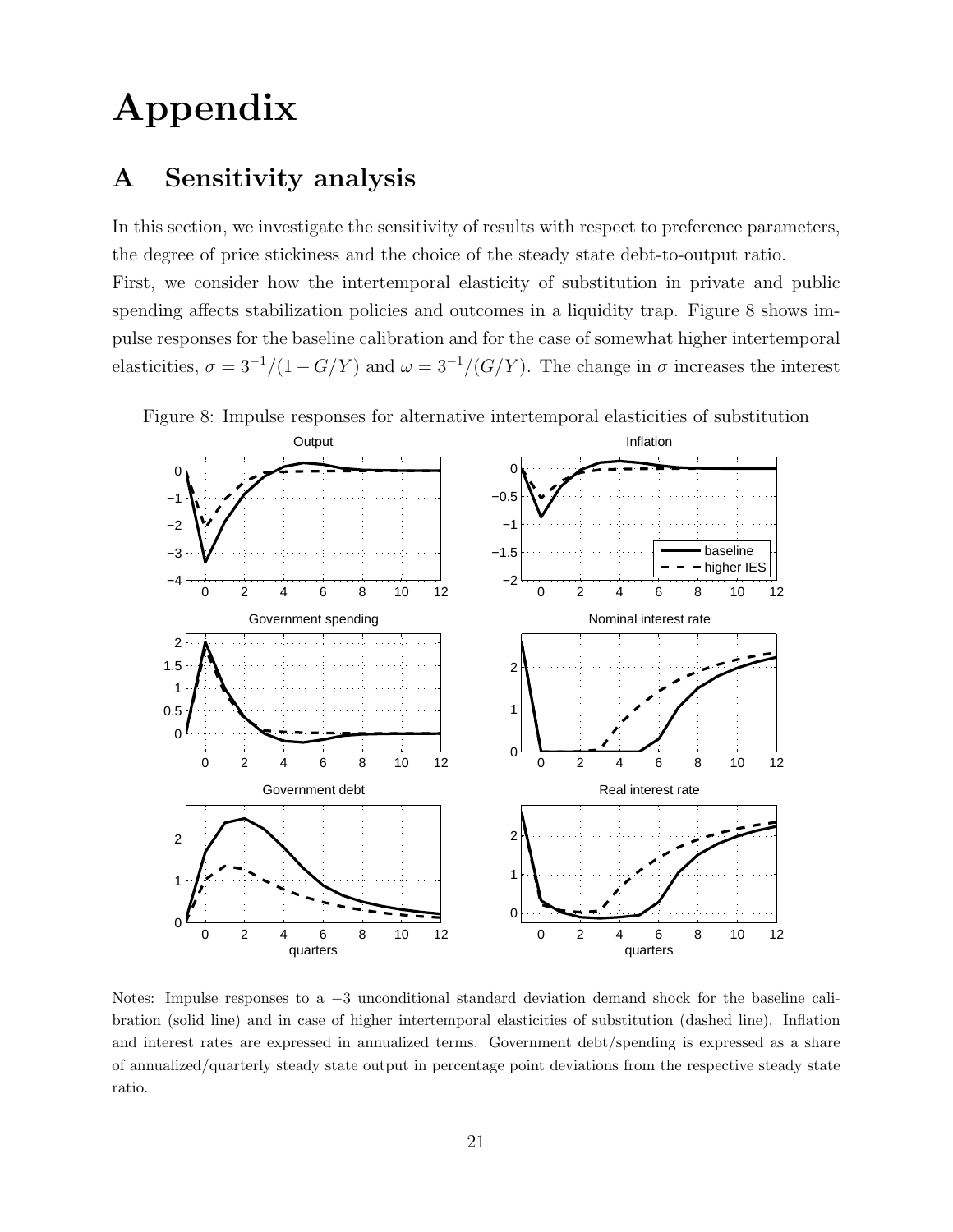# Appendix

## A Sensitivity analysis

In this section, we investigate the sensitivity of results with respect to preference parameters, the degree of price stickiness and the choice of the steady state debt-to-output ratio.

First, we consider how the intertemporal elasticity of substitution in private and public spending affects stabilization policies and outcomes in a liquidity trap. Figure 8 shows impulse responses for the baseline calibration and for the case of somewhat higher intertemporal elasticities, $\sigma = 3^{-1}/(1 - G/Y)$ and $\omega = 3^{-1}/(G/Y)$. The change in $\sigma$ increases the interest

Figure 8: Impulse responses for alternative intertemporal elasticities of substitution

Notes: Impulse responses to a −3 unconditional standard deviation demand shock for the baseline calibration (solid line) and in case of higher intertemporal elasticities of substitution (dashed line). Inflation and interest rates are expressed in annualized terms. Government debt/spending is expressed as a share of annualized/quarterly steady state output in percentage point deviations from the respective steady state ratio.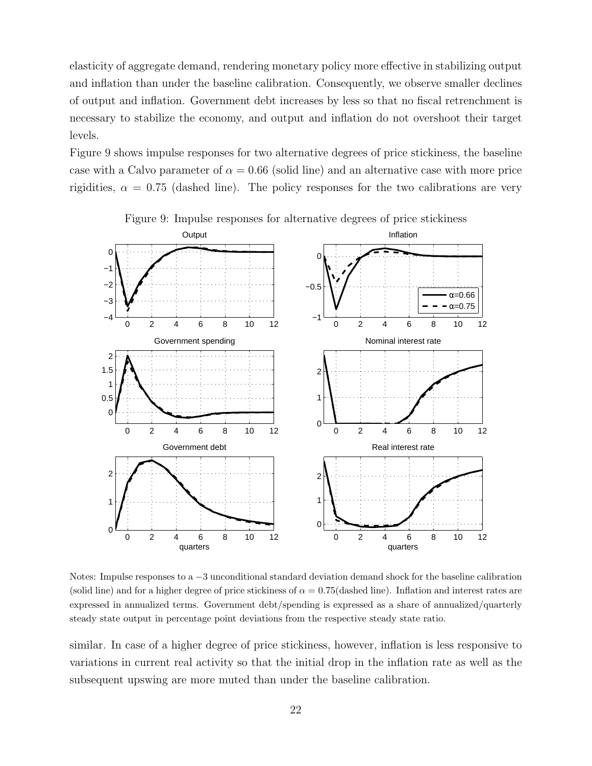elasticity of aggregate demand, rendering monetary policy more effective in stabilizing output and inflation than under the baseline calibration. Consequently, we observe smaller declines of output and inflation. Government debt increases by less so that no fiscal retrenchment is necessary to stabilize the economy, and output and inflation do not overshoot their target levels.

Figure 9 shows impulse responses for two alternative degrees of price stickiness, the baseline case with a Calvo parameter of $\alpha = 0.66$ (solid line) and an alternative case with more price rigidities, $\alpha = 0.75$ (dashed line). The policy responses for the two calibrations are very

Figure 9: Impulse responses for alternative degrees of price stickiness

Notes: Impulse responses to a $-3$ unconditional standard deviation demand shock for the baseline calibration (solid line) and for a higher degree of price stickiness of $\alpha = 0.75$(dashed line). Inflation and interest rates are expressed in annualized terms. Government debt/spending is expressed as a share of annualized/quarterly steady state output in percentage point deviations from the respective steady state ratio.

similar. In case of a higher degree of price stickiness, however, inflation is less responsive to variations in current real activity so that the initial drop in the inflation rate as well as the subsequent upswing are more muted than under the baseline calibration.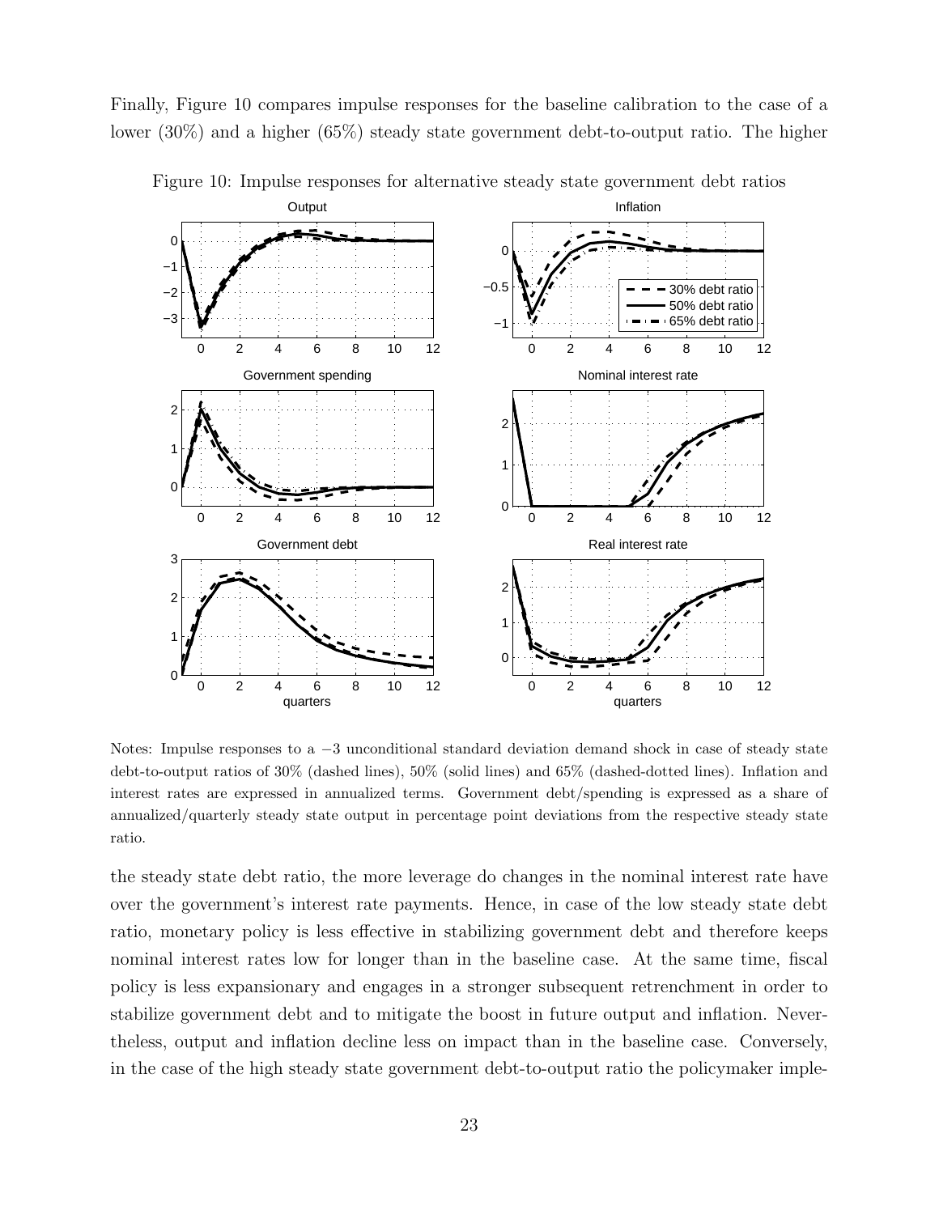Finally, Figure 10 compares impulse responses for the baseline calibration to the case of a lower (30%) and a higher (65%) steady state government debt-to-output ratio. The higher

Figure 10: Impulse responses for alternative steady state government debt ratios

Notes: Impulse responses to a $-3$ unconditional standard deviation demand shock in case of steady state debt-to-output ratios of 30% (dashed lines), 50% (solid lines) and 65% (dashed-dotted lines). Inflation and interest rates are expressed in annualized terms. Government debt/spending is expressed as a share of annualized/quarterly steady state output in percentage point deviations from the respective steady state ratio.

the steady state debt ratio, the more leverage do changes in the nominal interest rate have over the government's interest rate payments. Hence, in case of the low steady state debt ratio, monetary policy is less effective in stabilizing government debt and therefore keeps nominal interest rates low for longer than in the baseline case. At the same time, fiscal policy is less expansionary and engages in a stronger subsequent retrenchment in order to stabilize government debt and to mitigate the boost in future output and inflation. Nevertheless, output and inflation decline less on impact than in the baseline case. Conversely, in the case of the high steady state government debt-to-output ratio the policymaker imple-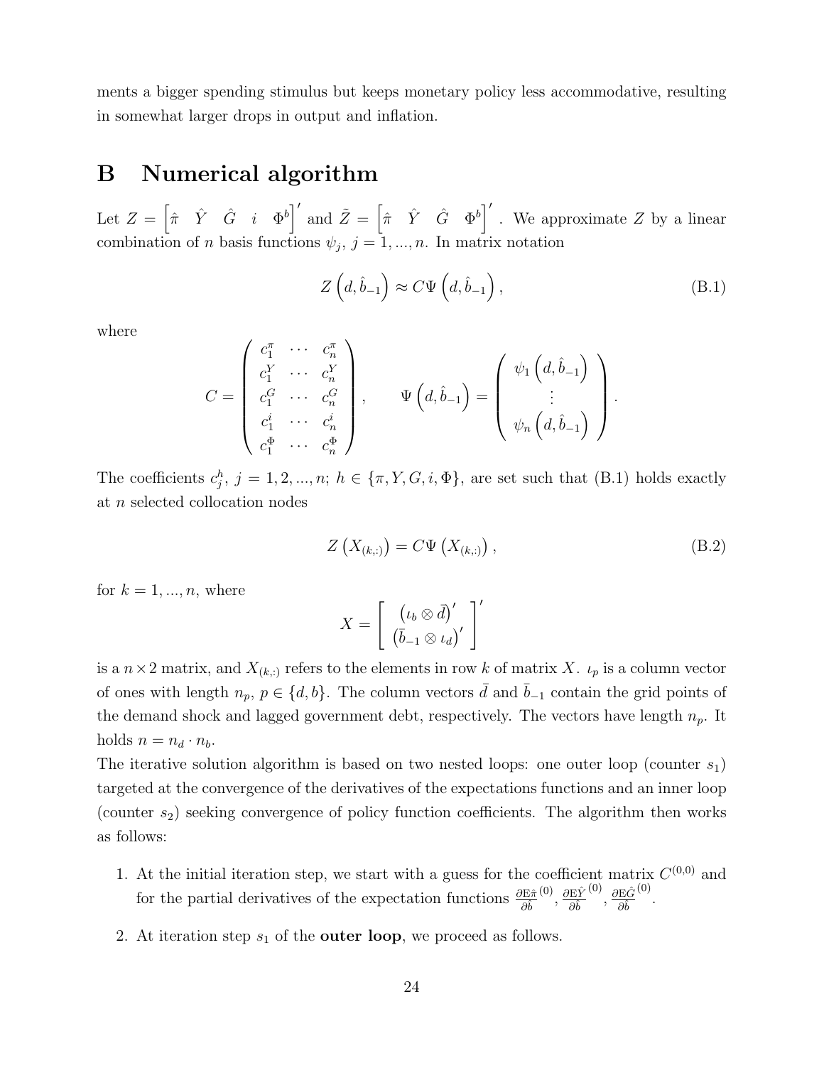ments a bigger spending stimulus but keeps monetary policy less accommodative, resulting in somewhat larger drops in output and inflation.

# B Numerical algorithm

Let $Z = \begin{bmatrix} \hat{\pi} & \hat{Y} & \hat{G} & i & \Phi^b \end{bmatrix}'$ and $\tilde{Z} = \begin{bmatrix} \hat{\pi} & \hat{Y} & \hat{G} & \Phi^b \end{bmatrix}'$. We approximate $Z$ by a linear combination of $n$ basis functions $\psi_j$, $j = 1, ..., n$. In matrix notation

$$Z\left(d, \hat{b}_{-1}\right) \approx C\Psi\left(d, \hat{b}_{-1}\right), \tag{B.1}$$

where

$$C = \begin{pmatrix} c_1^{\pi} & \cdots & c_n^{\pi} \\ c_1^{Y} & \cdots & c_n^{Y} \\ c_1^{G} & \cdots & c_n^{G} \\ c_1^{i} & \cdots & c_n^{i} \\ c_1^{\Phi} & \cdots & c_n^{\Phi} \end{pmatrix}, \qquad \Psi\left(d, \hat{b}_{-1}\right) = \begin{pmatrix} \psi_1\left(d, \hat{b}_{-1}\right) \\ \vdots \\ \psi_n\left(d, \hat{b}_{-1}\right) \end{pmatrix}.$$

The coefficients $c_j^h$, $j = 1, 2, ..., n$; $h \in \{\pi, Y, G, i, \Phi\}$, are set such that (B.1) holds exactly at $n$ selected collocation nodes

$$Z\left(X_{(k,:)}\right) = C\Psi\left(X_{(k,:)}\right), \tag{B.2}$$

for $k = 1, ..., n$, where

$$X = \begin{bmatrix} \left(\iota_b \otimes \bar{d}\right)' \\ \left(\bar{b}_{-1} \otimes \iota_d\right)' \end{bmatrix}'$$

is a $n \times 2$ matrix, and $X_{(k,:)}$ refers to the elements in row $k$ of matrix $X$. $\iota_p$ is a column vector of ones with length $n_p$, $p \in \{d, b\}$. The column vectors $\bar{d}$ and $\bar{b}_{-1}$ contain the grid points of the demand shock and lagged government debt, respectively. The vectors have length $n_p$. It holds $n = n_d \cdot n_b$.

The iterative solution algorithm is based on two nested loops: one outer loop (counter $s_1$) targeted at the convergence of the derivatives of the expectations functions and an inner loop (counter $s_2$) seeking convergence of policy function coefficients. The algorithm then works as follows:

1. At the initial iteration step, we start with a guess for the coefficient matrix $C^{(0,0)}$ and for the partial derivatives of the expectation functions $\frac{\partial \mathrm{E}\hat{\pi}}{\partial \hat{b}}^{(0)}$, $\frac{\partial \mathrm{E}\hat{Y}}{\partial \hat{b}}^{(0)}$, $\frac{\partial \mathrm{E}\hat{G}}{\partial \hat{b}}^{(0)}$.

2. At iteration step $s_1$ of the **outer loop**, we proceed as follows.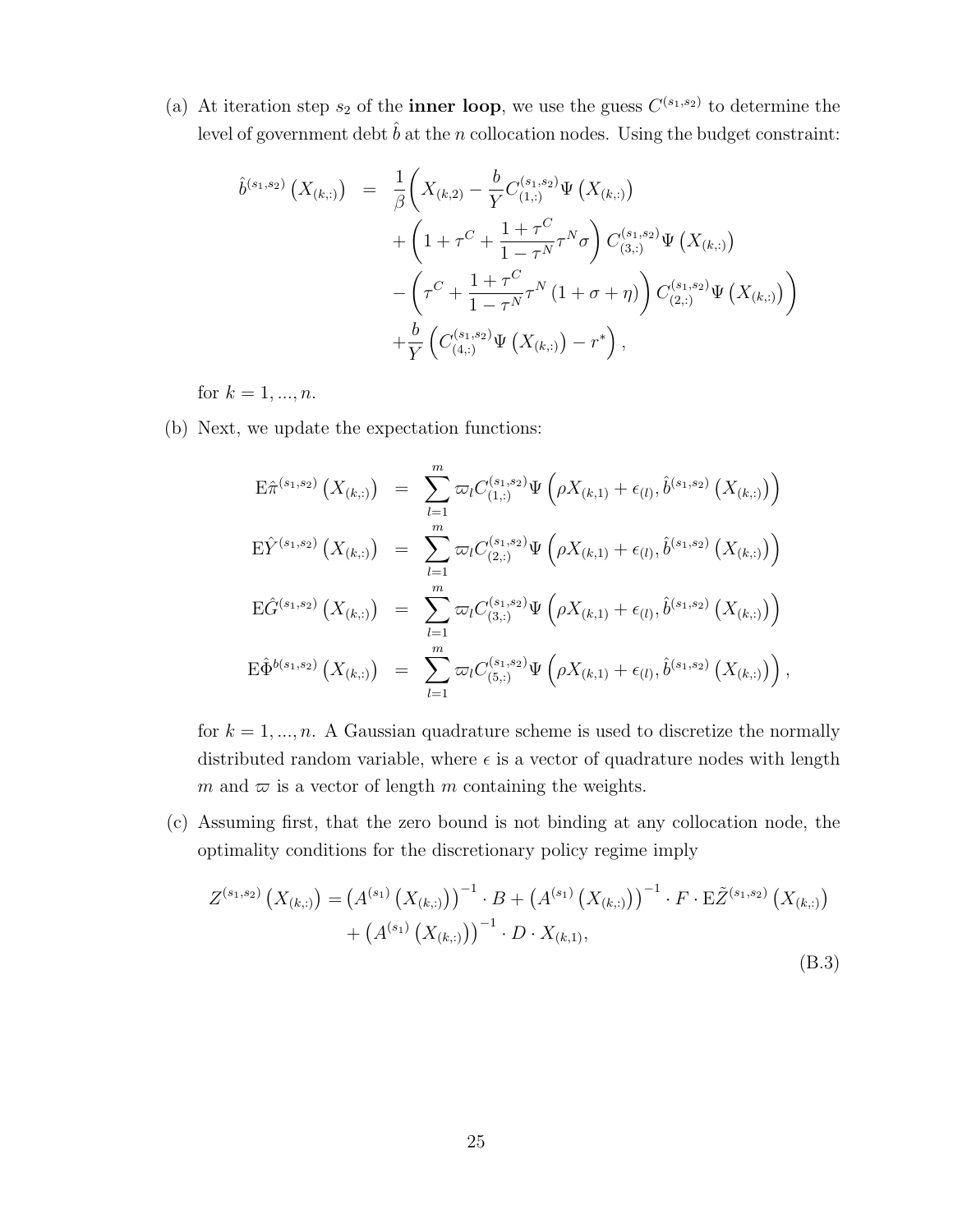(a) At iteration step $s_2$ of the **inner loop**, we use the guess $C^{(s_1,s_2)}$ to determine the level of government debt $\hat{b}$ at the $n$ collocation nodes. Using the budget constraint:

$$
\begin{aligned}
\hat{b}^{(s_1,s_2)}\left(X_{(k,:)}\right) \;=\; & \frac{1}{\beta}\Bigg( X_{(k,2)} - \frac{b}{Y} C^{(s_1,s_2)}_{(1,:)} \Psi\left(X_{(k,:)}\right) \\
& + \left(1 + \tau^C + \frac{1+\tau^C}{1-\tau^N}\tau^N \sigma\right) C^{(s_1,s_2)}_{(3,:)} \Psi\left(X_{(k,:)}\right) \\
& - \left(\tau^C + \frac{1+\tau^C}{1-\tau^N}\tau^N \left(1+\sigma+\eta\right)\right) C^{(s_1,s_2)}_{(2,:)} \Psi\left(X_{(k,:)}\right)\Bigg) \\
& + \frac{b}{Y}\left(C^{(s_1,s_2)}_{(4,:)} \Psi\left(X_{(k,:)}\right) - r^*\right),
\end{aligned}
$$

for $k = 1, ..., n$.

(b) Next, we update the expectation functions:

$$
\begin{aligned}
\mathrm{E}\hat{\pi}^{(s_1,s_2)}\left(X_{(k,:)}\right) &= \sum_{l=1}^{m} \varpi_l C^{(s_1,s_2)}_{(1,:)} \Psi\left(\rho X_{(k,1)} + \epsilon_{(l)}, \hat{b}^{(s_1,s_2)}\left(X_{(k,:)}\right)\right) \\
\mathrm{E}\hat{Y}^{(s_1,s_2)}\left(X_{(k,:)}\right) &= \sum_{l=1}^{m} \varpi_l C^{(s_1,s_2)}_{(2,:)} \Psi\left(\rho X_{(k,1)} + \epsilon_{(l)}, \hat{b}^{(s_1,s_2)}\left(X_{(k,:)}\right)\right) \\
\mathrm{E}\hat{G}^{(s_1,s_2)}\left(X_{(k,:)}\right) &= \sum_{l=1}^{m} \varpi_l C^{(s_1,s_2)}_{(3,:)} \Psi\left(\rho X_{(k,1)} + \epsilon_{(l)}, \hat{b}^{(s_1,s_2)}\left(X_{(k,:)}\right)\right) \\
\mathrm{E}\hat{\Phi}^{b(s_1,s_2)}\left(X_{(k,:)}\right) &= \sum_{l=1}^{m} \varpi_l C^{(s_1,s_2)}_{(5,:)} \Psi\left(\rho X_{(k,1)} + \epsilon_{(l)}, \hat{b}^{(s_1,s_2)}\left(X_{(k,:)}\right)\right),
\end{aligned}
$$

for $k = 1, ..., n$. A Gaussian quadrature scheme is used to discretize the normally distributed random variable, where $\epsilon$ is a vector of quadrature nodes with length $m$ and $\varpi$ is a vector of length $m$ containing the weights.

(c) Assuming first, that the zero bound is not binding at any collocation node, the optimality conditions for the discretionary policy regime imply

$$
\begin{aligned}
Z^{(s_1,s_2)}\left(X_{(k,:)}\right) = & \left(A^{(s_1)}\left(X_{(k,:)}\right)\right)^{-1} \cdot B + \left(A^{(s_1)}\left(X_{(k,:)}\right)\right)^{-1} \cdot F \cdot \mathrm{E}\tilde{Z}^{(s_1,s_2)}\left(X_{(k,:)}\right) \\
& + \left(A^{(s_1)}\left(X_{(k,:)}\right)\right)^{-1} \cdot D \cdot X_{(k,1)},
\end{aligned}
\tag{B.3}
$$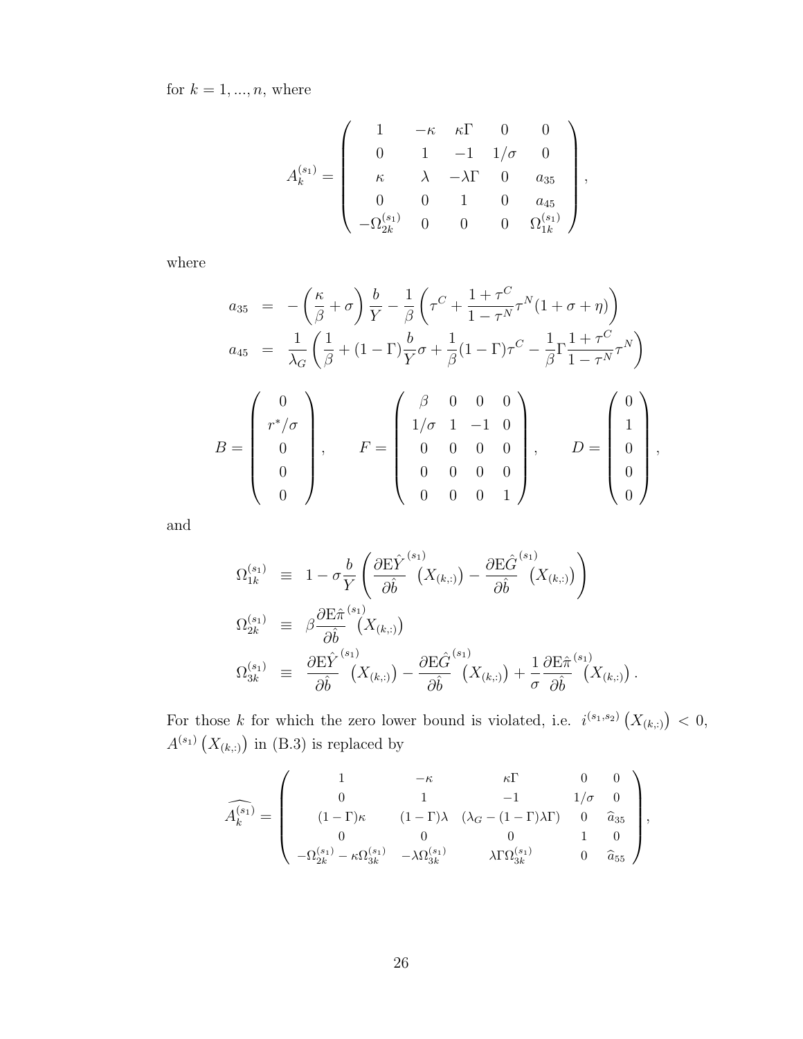for $k = 1, ..., n$, where

$$
A_k^{(s_1)} = \left( \begin{array}{ccccc} 1 & -\kappa & \kappa\Gamma & 0 & 0 \\ 0 & 1 & -1 & 1/\sigma & 0 \\ \kappa & \lambda & -\lambda\Gamma & 0 & a_{35} \\ 0 & 0 & 1 & 0 & a_{45} \\ -\Omega_{2k}^{(s_1)} & 0 & 0 & 0 & \Omega_{1k}^{(s_1)} \end{array} \right),
$$

where

$$
\begin{aligned}
a_{35} &= -\left(\frac{\kappa}{\beta} + \sigma\right)\frac{b}{Y} - \frac{1}{\beta}\left(\tau^C + \frac{1+\tau^C}{1-\tau^N}\tau^N(1+\sigma+\eta)\right) \\
a_{45} &= \frac{1}{\lambda_G}\left(\frac{1}{\beta} + (1-\Gamma)\frac{b}{Y}\sigma + \frac{1}{\beta}(1-\Gamma)\tau^C - \frac{1}{\beta}\Gamma\frac{1+\tau^C}{1-\tau^N}\tau^N\right)
\end{aligned}
$$

$$
B = \left( \begin{array}{c} 0 \\ r^*/\sigma \\ 0 \\ 0 \\ 0 \end{array} \right), \qquad F = \left( \begin{array}{cccc} \beta & 0 & 0 & 0 \\ 1/\sigma & 1 & -1 & 0 \\ 0 & 0 & 0 & 0 \\ 0 & 0 & 0 & 0 \\ 0 & 0 & 0 & 1 \end{array} \right), \qquad D = \left( \begin{array}{c} 0 \\ 1 \\ 0 \\ 0 \\ 0 \end{array} \right),
$$

and

$$
\begin{aligned}
\Omega_{1k}^{(s_1)} &\equiv 1 - \sigma\frac{b}{Y}\left(\frac{\partial \mathrm{E}\hat{Y}}{\partial \hat{b}}^{(s_1)}\left(X_{(k,:)}\right) - \frac{\partial \mathrm{E}\hat{G}}{\partial \hat{b}}^{(s_1)}\left(X_{(k,:)}\right)\right) \\
\Omega_{2k}^{(s_1)} &\equiv \beta\frac{\partial \mathrm{E}\hat{\pi}}{\partial \hat{b}}^{(s_1)}\left(X_{(k,:)}\right) \\
\Omega_{3k}^{(s_1)} &\equiv \frac{\partial \mathrm{E}\hat{Y}}{\partial \hat{b}}^{(s_1)}\left(X_{(k,:)}\right) - \frac{\partial \mathrm{E}\hat{G}}{\partial \hat{b}}^{(s_1)}\left(X_{(k,:)}\right) + \frac{1}{\sigma}\frac{\partial \mathrm{E}\hat{\pi}}{\partial \hat{b}}^{(s_1)}\left(X_{(k,:)}\right).
\end{aligned}
$$

For those $k$ for which the zero lower bound is violated, i.e. $i^{(s_1,s_2)}\left(X_{(k,:)}\right) < 0$, $A^{(s_1)}\left(X_{(k,:)}\right)$ in (B.3) is replaced by

$$
\widehat{A_k^{(s_1)}} = \left( \begin{array}{ccccc} 1 & -\kappa & \kappa\Gamma & 0 & 0 \\ 0 & 1 & -1 & 1/\sigma & 0 \\ (1-\Gamma)\kappa & (1-\Gamma)\lambda & (\lambda_G - (1-\Gamma)\lambda\Gamma) & 0 & \widehat{a}_{35} \\ 0 & 0 & 0 & 1 & 0 \\ -\Omega_{2k}^{(s_1)} - \kappa\Omega_{3k}^{(s_1)} & -\lambda\Omega_{3k}^{(s_1)} & \lambda\Gamma\Omega_{3k}^{(s_1)} & 0 & \widehat{a}_{55} \end{array} \right),
$$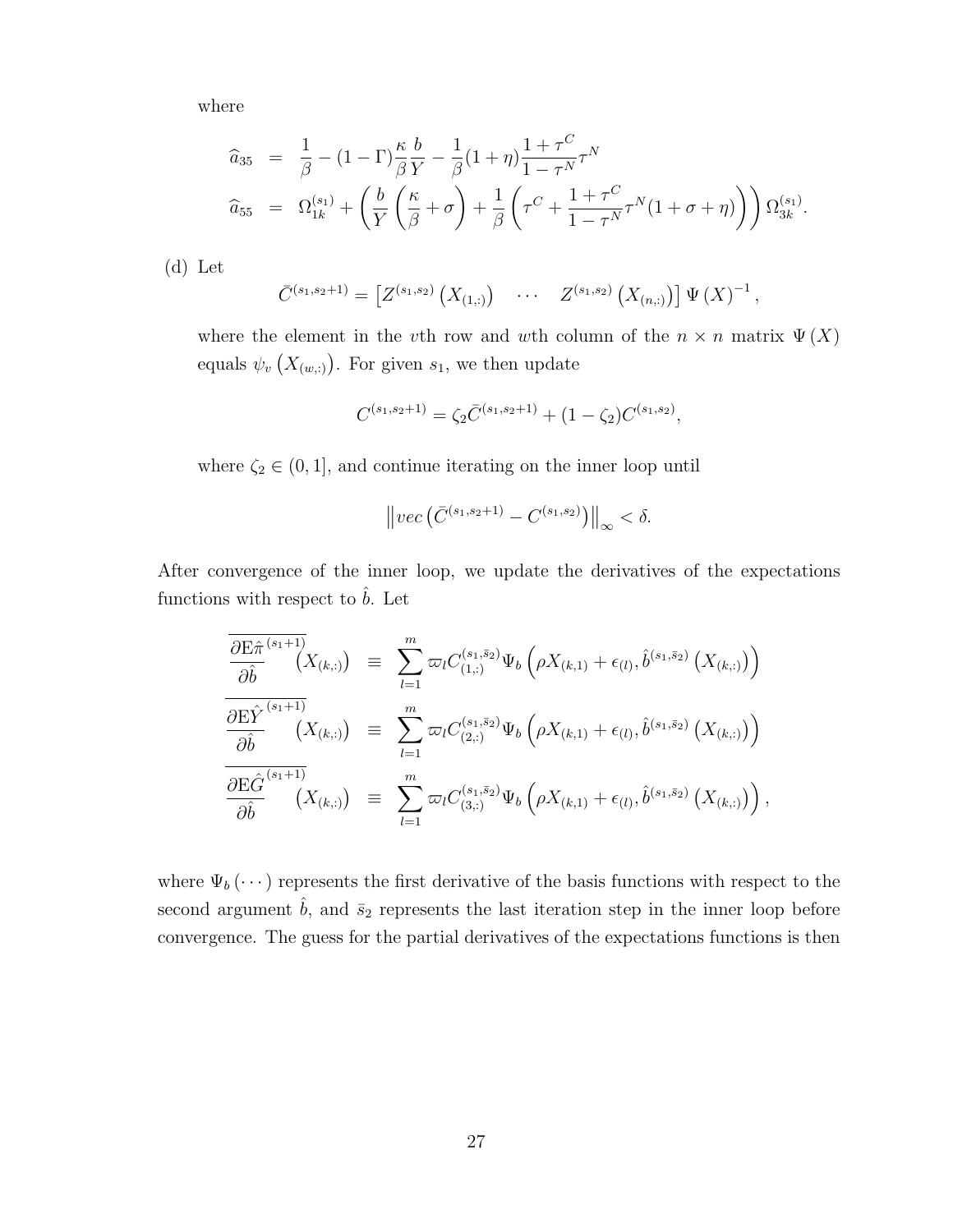where

$$
\begin{aligned}
\widehat{a}_{35} &= \frac{1}{\beta} - (1-\Gamma)\frac{\kappa}{\beta}\frac{b}{Y} - \frac{1}{\beta}(1+\eta)\frac{1+\tau^C}{1-\tau^N}\tau^N \\
\widehat{a}_{55} &= \Omega_{1k}^{(s_1)} + \left(\frac{b}{Y}\left(\frac{\kappa}{\beta}+\sigma\right) + \frac{1}{\beta}\left(\tau^C + \frac{1+\tau^C}{1-\tau^N}\tau^N(1+\sigma+\eta)\right)\right)\Omega_{3k}^{(s_1)}.
\end{aligned}
$$

(d) Let

$$
\bar{C}^{(s_1,s_2+1)} = \left[Z^{(s_1,s_2)}\left(X_{(1,:)}\right) \quad \cdots \quad Z^{(s_1,s_2)}\left(X_{(n,:)}\right)\right]\Psi\left(X\right)^{-1},
$$

where the element in the $v$th row and $w$th column of the $n \times n$ matrix $\Psi(X)$ equals $\psi_v\left(X_{(w,:)}\right)$. For given $s_1$, we then update

$$
C^{(s_1,s_2+1)} = \zeta_2 \bar{C}^{(s_1,s_2+1)} + (1-\zeta_2)C^{(s_1,s_2)},
$$

where $\zeta_2 \in (0,1]$, and continue iterating on the inner loop until

$$
\left\| vec\left(\bar{C}^{(s_1,s_2+1)} - C^{(s_1,s_2)}\right)\right\|_\infty < \delta.
$$

After convergence of the inner loop, we update the derivatives of the expectations functions with respect to $\hat{b}$. Let

$$
\begin{aligned}
\overline{\frac{\partial \mathrm{E}\hat{\pi}}{\partial \hat{b}}^{(s_1+1)}}\left(X_{(k,:)}\right) &\equiv \sum_{l=1}^{m} \varpi_l C_{(1,:)}^{(s_1,\bar{s}_2)}\Psi_b\left(\rho X_{(k,1)} + \epsilon_{(l)}, \hat{b}^{(s_1,\bar{s}_2)}\left(X_{(k,:)}\right)\right) \\
\overline{\frac{\partial \mathrm{E}\hat{Y}}{\partial \hat{b}}^{(s_1+1)}}\left(X_{(k,:)}\right) &\equiv \sum_{l=1}^{m} \varpi_l C_{(2,:)}^{(s_1,\bar{s}_2)}\Psi_b\left(\rho X_{(k,1)} + \epsilon_{(l)}, \hat{b}^{(s_1,\bar{s}_2)}\left(X_{(k,:)}\right)\right) \\
\overline{\frac{\partial \mathrm{E}\hat{G}}{\partial \hat{b}}^{(s_1+1)}}\left(X_{(k,:)}\right) &\equiv \sum_{l=1}^{m} \varpi_l C_{(3,:)}^{(s_1,\bar{s}_2)}\Psi_b\left(\rho X_{(k,1)} + \epsilon_{(l)}, \hat{b}^{(s_1,\bar{s}_2)}\left(X_{(k,:)}\right)\right),
\end{aligned}
$$

where $\Psi_b(\cdots)$ represents the first derivative of the basis functions with respect to the second argument $\hat{b}$, and $\bar{s}_2$ represents the last iteration step in the inner loop before convergence. The guess for the partial derivatives of the expectations functions is then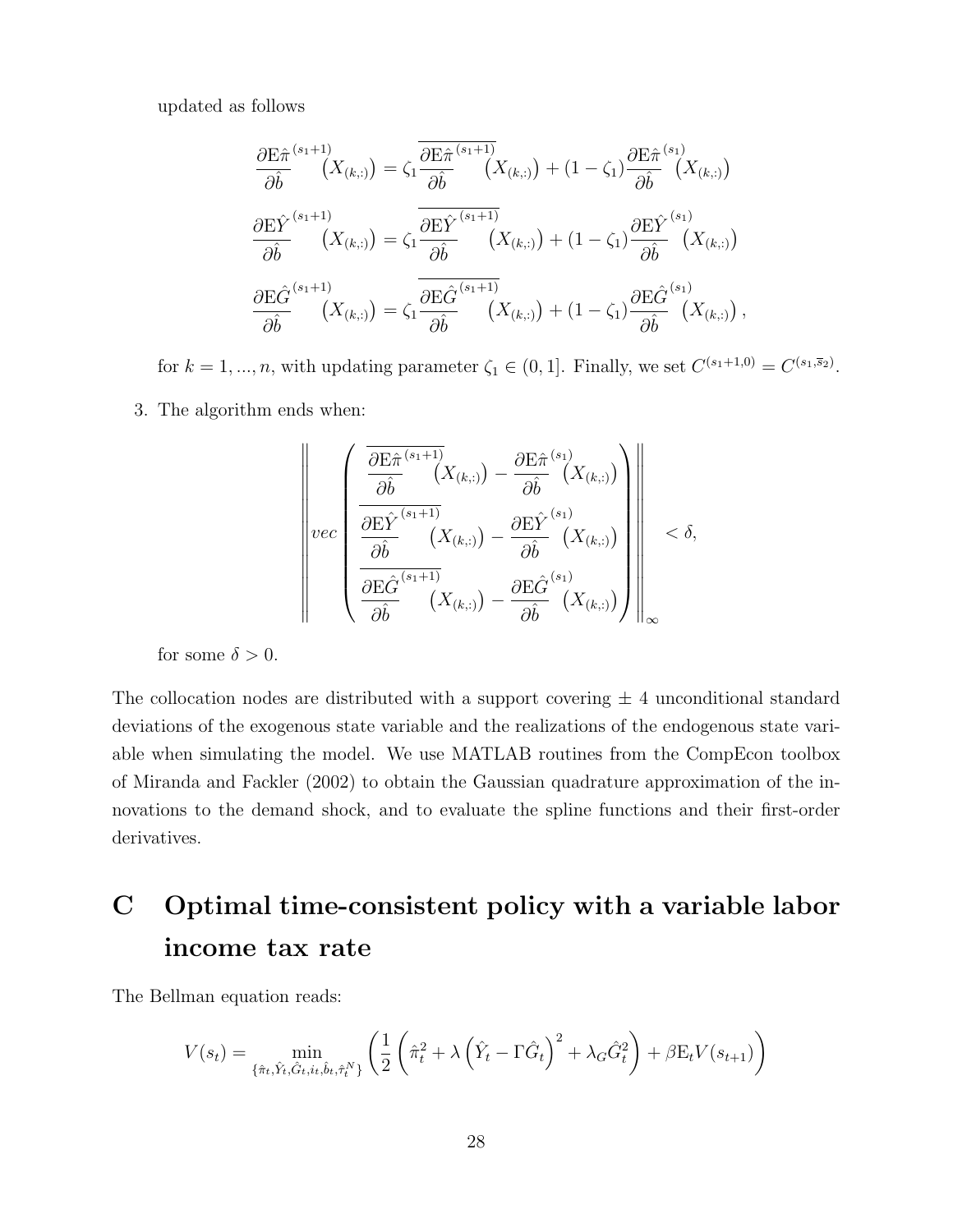updated as follows

$$\frac{\partial \mathrm{E}\hat{\pi}}{\partial \hat{b}}^{(s_1+1)}\left(X_{(k,:)}\right) = \zeta_1 \overline{\frac{\partial \mathrm{E}\hat{\pi}}{\partial \hat{b}}^{(s_1+1)}}\left(X_{(k,:)}\right) + (1-\zeta_1)\frac{\partial \mathrm{E}\hat{\pi}}{\partial \hat{b}}^{(s_1)}\left(X_{(k,:)}\right)$$

$$\frac{\partial \mathrm{E}\hat{Y}}{\partial \hat{b}}^{(s_1+1)}\left(X_{(k,:)}\right) = \zeta_1 \overline{\frac{\partial \mathrm{E}\hat{Y}}{\partial \hat{b}}^{(s_1+1)}}\left(X_{(k,:)}\right) + (1-\zeta_1)\frac{\partial \mathrm{E}\hat{Y}}{\partial \hat{b}}^{(s_1)}\left(X_{(k,:)}\right)$$

$$\frac{\partial \mathrm{E}\hat{G}}{\partial \hat{b}}^{(s_1+1)}\left(X_{(k,:)}\right) = \zeta_1 \overline{\frac{\partial \mathrm{E}\hat{G}}{\partial \hat{b}}^{(s_1+1)}}\left(X_{(k,:)}\right) + (1-\zeta_1)\frac{\partial \mathrm{E}\hat{G}}{\partial \hat{b}}^{(s_1)}\left(X_{(k,:)}\right),$$

for $k = 1, ..., n$, with updating parameter $\zeta_1 \in (0, 1]$. Finally, we set $C^{(s_1+1,0)} = C^{(s_1,\overline{s}_2)}$.

3. The algorithm ends when:

$$\left\| vec\begin{pmatrix} \overline{\frac{\partial \mathrm{E}\hat{\pi}}{\partial \hat{b}}^{(s_1+1)}}\left(X_{(k,:)}\right) - \frac{\partial \mathrm{E}\hat{\pi}}{\partial \hat{b}}^{(s_1)}\left(X_{(k,:)}\right) \\ \overline{\frac{\partial \mathrm{E}\hat{Y}}{\partial \hat{b}}^{(s_1+1)}}\left(X_{(k,:)}\right) - \frac{\partial \mathrm{E}\hat{Y}}{\partial \hat{b}}^{(s_1)}\left(X_{(k,:)}\right) \\ \overline{\frac{\partial \mathrm{E}\hat{G}}{\partial \hat{b}}^{(s_1+1)}}\left(X_{(k,:)}\right) - \frac{\partial \mathrm{E}\hat{G}}{\partial \hat{b}}^{(s_1)}\left(X_{(k,:)}\right) \end{pmatrix} \right\|_{\infty} < \delta,$$

for some $\delta > 0$.

The collocation nodes are distributed with a support covering $\pm$ 4 unconditional standard deviations of the exogenous state variable and the realizations of the endogenous state variable when simulating the model. We use MATLAB routines from the CompEcon toolbox of Miranda and Fackler (2002) to obtain the Gaussian quadrature approximation of the innovations to the demand shock, and to evaluate the spline functions and their first-order derivatives.

# C Optimal time-consistent policy with a variable labor income tax rate

The Bellman equation reads:

$$V(s_t) = \min_{\{\hat{\pi}_t, \hat{Y}_t, \hat{G}_t, i_t, \hat{b}_t, \hat{\tau}_t^N\}} \left( \frac{1}{2}\left( \hat{\pi}_t^2 + \lambda\left(\hat{Y}_t - \Gamma\hat{G}_t\right)^2 + \lambda_G \hat{G}_t^2 \right) + \beta \mathrm{E}_t V(s_{t+1}) \right)$$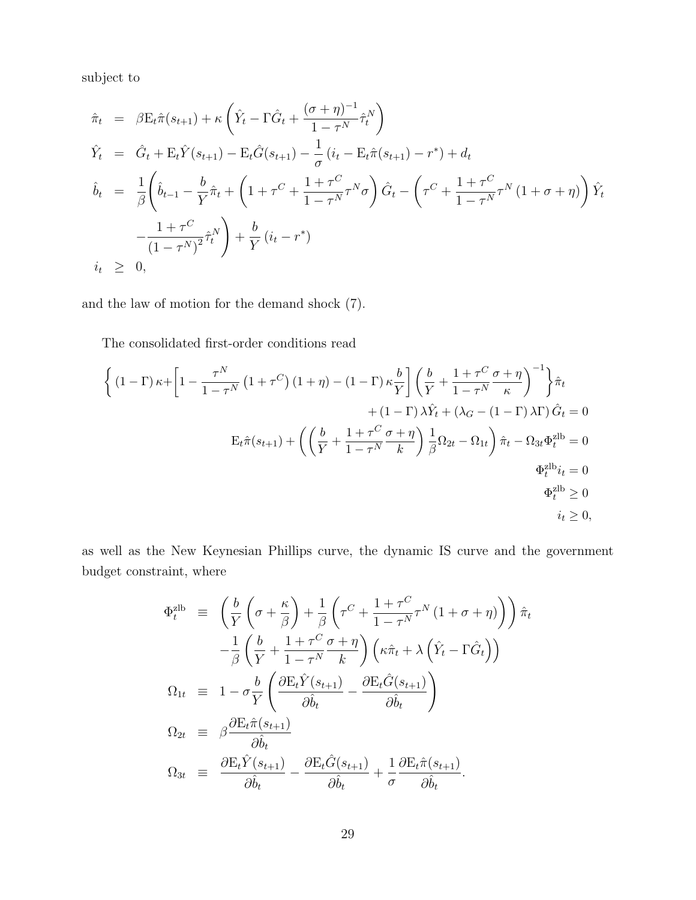subject to

$$
\begin{aligned}
\hat{\pi}_t &= \beta \mathrm{E}_t \hat{\pi}(s_{t+1}) + \kappa \left( \hat{Y}_t - \Gamma \hat{G}_t + \frac{(\sigma+\eta)^{-1}}{1-\tau^N} \hat{\tau}_t^N \right) \\
\hat{Y}_t &= \hat{G}_t + \mathrm{E}_t \hat{Y}(s_{t+1}) - \mathrm{E}_t \hat{G}(s_{t+1}) - \frac{1}{\sigma} \left( i_t - \mathrm{E}_t \hat{\pi}(s_{t+1}) - r^* \right) + d_t \\
\hat{b}_t &= \frac{1}{\beta} \Bigg( \hat{b}_{t-1} - \frac{b}{Y} \hat{\pi}_t + \left( 1 + \tau^C + \frac{1+\tau^C}{1-\tau^N} \tau^N \sigma \right) \hat{G}_t - \left( \tau^C + \frac{1+\tau^C}{1-\tau^N} \tau^N (1+\sigma+\eta) \right) \hat{Y}_t \\
&\quad - \frac{1+\tau^C}{\left(1-\tau^N\right)^2} \hat{\tau}_t^N \Bigg) + \frac{b}{Y} \left( i_t - r^* \right) \\
i_t &\geq 0,
\end{aligned}
$$

and the law of motion for the demand shock (7).

The consolidated first-order conditions read

$$
\begin{aligned}
\Bigg\{ (1-\Gamma)\kappa + \left[ 1 - \frac{\tau^N}{1-\tau^N} \left(1+\tau^C\right)(1+\eta) - (1-\Gamma)\kappa \frac{b}{Y} \right] \left( \frac{b}{Y} + \frac{1+\tau^C}{1-\tau^N} \frac{\sigma+\eta}{\kappa} \right)^{-1} \Bigg\} \hat{\pi}_t \\
+ (1-\Gamma)\lambda \hat{Y}_t + \left( \lambda_G - (1-\Gamma)\lambda\Gamma \right) \hat{G}_t = 0 \\
\mathrm{E}_t \hat{\pi}(s_{t+1}) + \left( \left( \frac{b}{Y} + \frac{1+\tau^C}{1-\tau^N} \frac{\sigma+\eta}{k} \right) \frac{1}{\beta} \Omega_{2t} - \Omega_{1t} \right) \hat{\pi}_t - \Omega_{3t} \Phi_t^{\text{zlb}} = 0 \\
\Phi_t^{\text{zlb}} i_t = 0 \\
\Phi_t^{\text{zlb}} \geq 0 \\
i_t \geq 0,
\end{aligned}
$$

as well as the New Keynesian Phillips curve, the dynamic IS curve and the government budget constraint, where

$$
\begin{aligned}
\Phi_t^{\text{zlb}} &\equiv \left( \frac{b}{Y} \left( \sigma + \frac{\kappa}{\beta} \right) + \frac{1}{\beta} \left( \tau^C + \frac{1+\tau^C}{1-\tau^N} \tau^N (1+\sigma+\eta) \right) \right) \hat{\pi}_t \\
&\quad - \frac{1}{\beta} \left( \frac{b}{Y} + \frac{1+\tau^C}{1-\tau^N} \frac{\sigma+\eta}{k} \right) \left( \kappa \hat{\pi}_t + \lambda \left( \hat{Y}_t - \Gamma \hat{G}_t \right) \right) \\
\Omega_{1t} &\equiv 1 - \sigma \frac{b}{Y} \left( \frac{\partial \mathrm{E}_t \hat{Y}(s_{t+1})}{\partial \hat{b}_t} - \frac{\partial \mathrm{E}_t \hat{G}(s_{t+1})}{\partial \hat{b}_t} \right) \\
\Omega_{2t} &\equiv \beta \frac{\partial \mathrm{E}_t \hat{\pi}(s_{t+1})}{\partial \hat{b}_t} \\
\Omega_{3t} &\equiv \frac{\partial \mathrm{E}_t \hat{Y}(s_{t+1})}{\partial \hat{b}_t} - \frac{\partial \mathrm{E}_t \hat{G}(s_{t+1})}{\partial \hat{b}_t} + \frac{1}{\sigma} \frac{\partial \mathrm{E}_t \hat{\pi}(s_{t+1})}{\partial \hat{b}_t}.
\end{aligned}
$$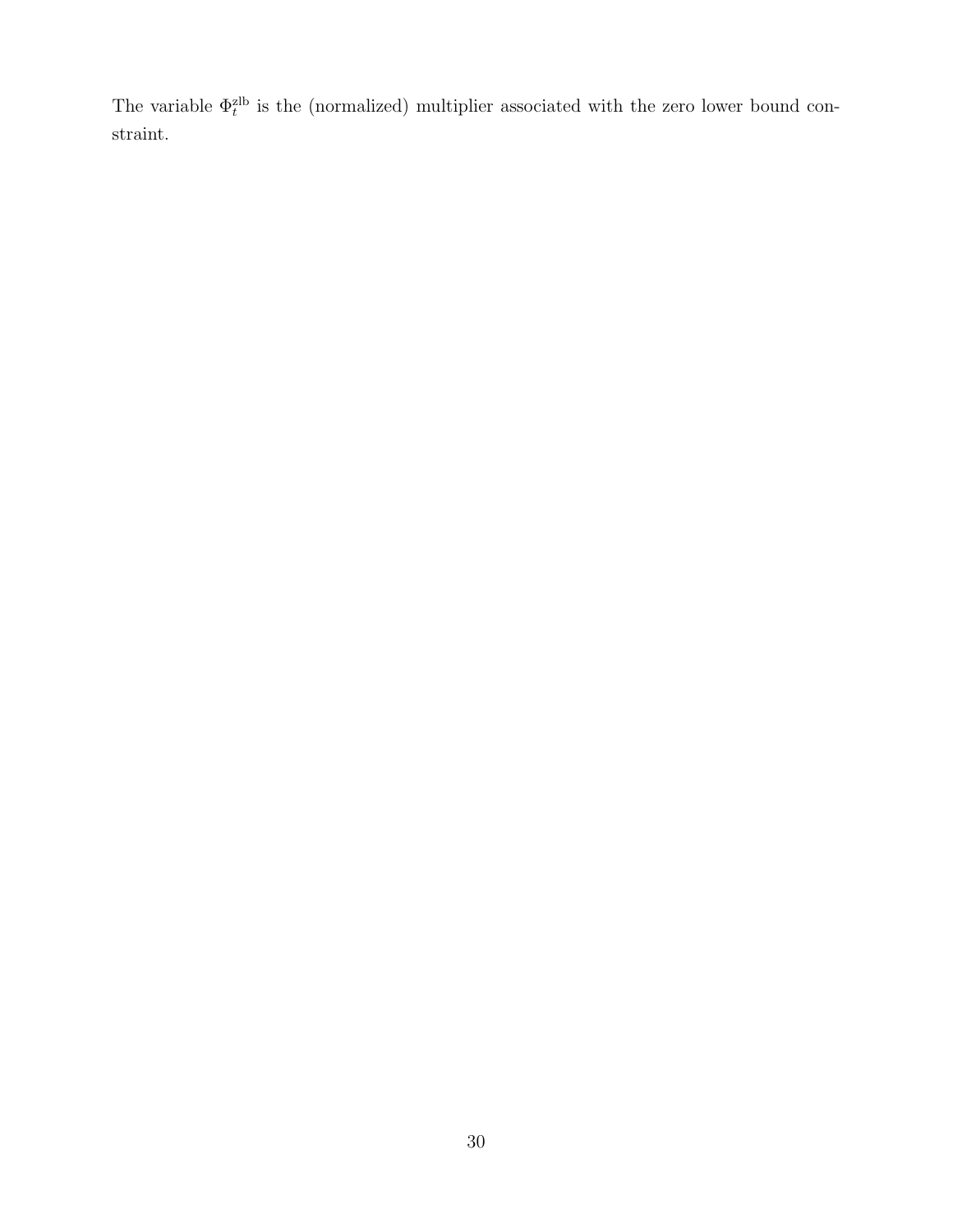The variable $\Phi_t^{\text{zlb}}$ is the (normalized) multiplier associated with the zero lower bound constraint.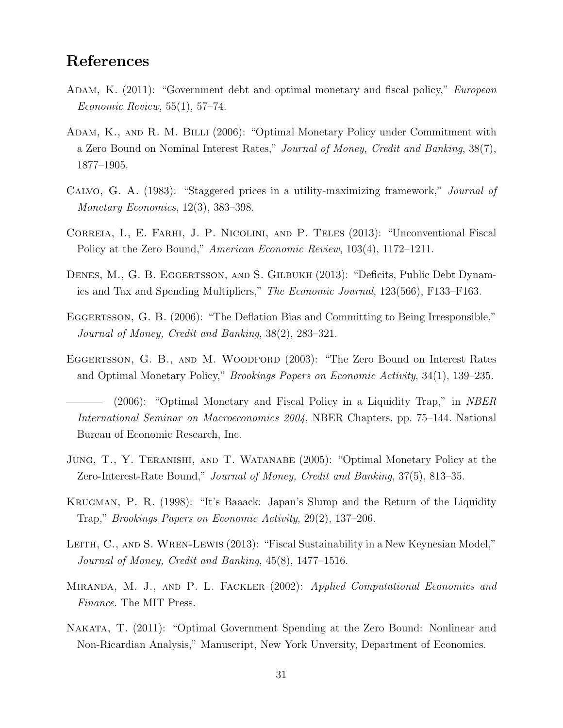## References

Adam, K. (2011): "Government debt and optimal monetary and fiscal policy," *European Economic Review*, 55(1), 57–74.

Adam, K., and R. M. Billi (2006): "Optimal Monetary Policy under Commitment with a Zero Bound on Nominal Interest Rates," *Journal of Money, Credit and Banking*, 38(7), 1877–1905.

Calvo, G. A. (1983): "Staggered prices in a utility-maximizing framework," *Journal of Monetary Economics*, 12(3), 383–398.

Correia, I., E. Farhi, J. P. Nicolini, and P. Teles (2013): "Unconventional Fiscal Policy at the Zero Bound," *American Economic Review*, 103(4), 1172–1211.

Denes, M., G. B. Eggertsson, and S. Gilbukh (2013): "Deficits, Public Debt Dynamics and Tax and Spending Multipliers," *The Economic Journal*, 123(566), F133–F163.

Eggertsson, G. B. (2006): "The Deflation Bias and Committing to Being Irresponsible," *Journal of Money, Credit and Banking*, 38(2), 283–321.

Eggertsson, G. B., and M. Woodford (2003): "The Zero Bound on Interest Rates and Optimal Monetary Policy," *Brookings Papers on Economic Activity*, 34(1), 139–235.

——— (2006): "Optimal Monetary and Fiscal Policy in a Liquidity Trap," in *NBER International Seminar on Macroeconomics 2004*, NBER Chapters, pp. 75–144. National Bureau of Economic Research, Inc.

Jung, T., Y. Teranishi, and T. Watanabe (2005): "Optimal Monetary Policy at the Zero-Interest-Rate Bound," *Journal of Money, Credit and Banking*, 37(5), 813–35.

Krugman, P. R. (1998): "It's Baaack: Japan's Slump and the Return of the Liquidity Trap," *Brookings Papers on Economic Activity*, 29(2), 137–206.

Leith, C., and S. Wren-Lewis (2013): "Fiscal Sustainability in a New Keynesian Model," *Journal of Money, Credit and Banking*, 45(8), 1477–1516.

Miranda, M. J., and P. L. Fackler (2002): *Applied Computational Economics and Finance*. The MIT Press.

Nakata, T. (2011): "Optimal Government Spending at the Zero Bound: Nonlinear and Non-Ricardian Analysis," Manuscript, New York Unversity, Department of Economics.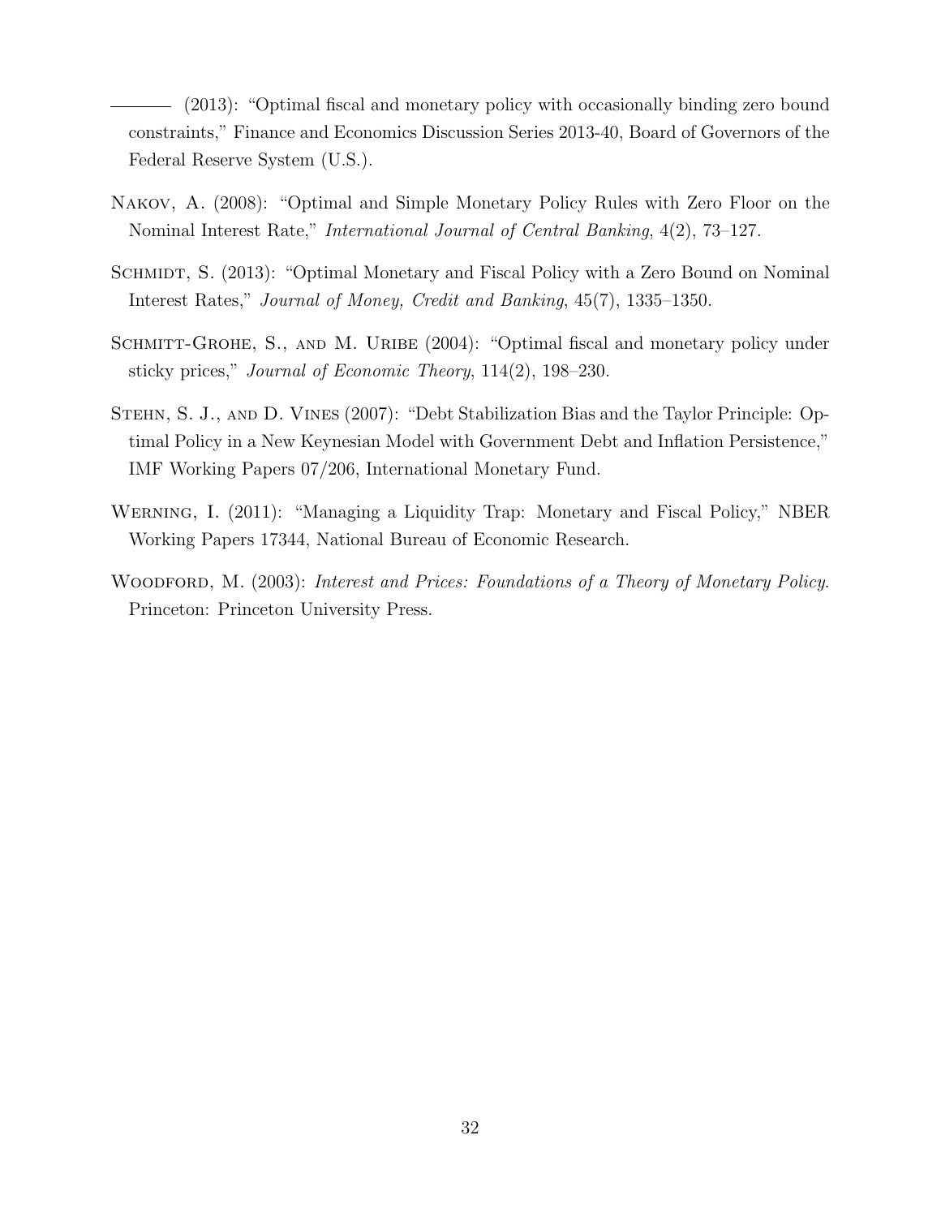——— (2013): "Optimal fiscal and monetary policy with occasionally binding zero bound constraints," Finance and Economics Discussion Series 2013-40, Board of Governors of the Federal Reserve System (U.S.).

Nakov, A. (2008): "Optimal and Simple Monetary Policy Rules with Zero Floor on the Nominal Interest Rate," *International Journal of Central Banking*, 4(2), 73–127.

Schmidt, S. (2013): "Optimal Monetary and Fiscal Policy with a Zero Bound on Nominal Interest Rates," *Journal of Money, Credit and Banking*, 45(7), 1335–1350.

Schmitt-Grohe, S., and M. Uribe (2004): "Optimal fiscal and monetary policy under sticky prices," *Journal of Economic Theory*, 114(2), 198–230.

Stehn, S. J., and D. Vines (2007): "Debt Stabilization Bias and the Taylor Principle: Optimal Policy in a New Keynesian Model with Government Debt and Inflation Persistence," IMF Working Papers 07/206, International Monetary Fund.

Werning, I. (2011): "Managing a Liquidity Trap: Monetary and Fiscal Policy," NBER Working Papers 17344, National Bureau of Economic Research.

Woodford, M. (2003): *Interest and Prices: Foundations of a Theory of Monetary Policy*. Princeton: Princeton University Press.